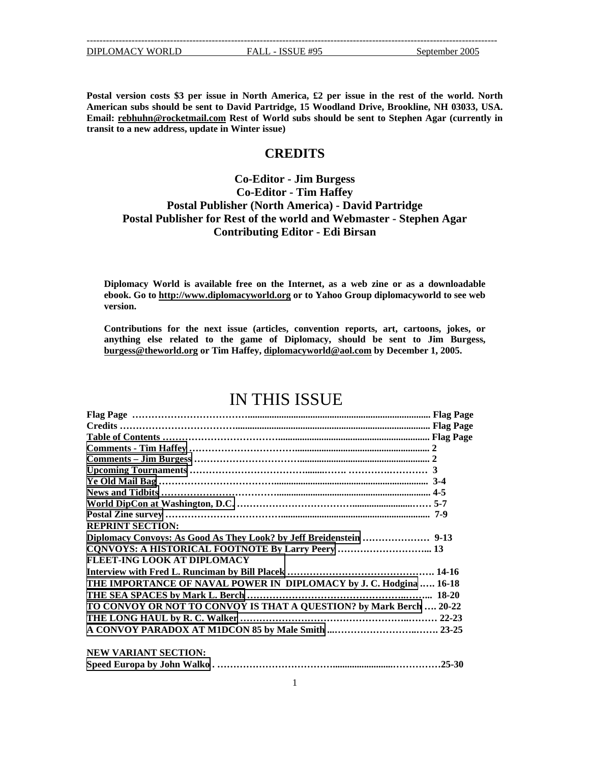Postal version costs $3 per issue in North America, £2 per issue in the rest of the world. North American subs should be sent to David Partridge, 15 Woodland Drive, Brookline, NH 03033, USA. Email: rebhuhn@rocketmail.com Rest of World subs should be sent to Stephen Agar (currently in transit to a new address, update in Winter issue)**

## CREDITS

**Co-Editor - Jim Burgess**
**Co-Editor - Tim Haffey**
**Postal Publisher (North America) - David Partridge**
**Postal Publisher for Rest of the world and Webmaster - Stephen Agar**
**Contributing Editor - Edi Birsan**

**Diplomacy World is available free on the Internet, as a web zine or as a downloadable ebook. Go to http://www.diplomacyworld.org or to Yahoo Group diplomacyworld to see web version.**

**Contributions for the next issue (articles, convention reports, art, cartoons, jokes, or anything else related to the game of Diplomacy, should be sent to Jim Burgess, burgess@theworld.org or Tim Haffey, diplomacyworld@aol.com by December 1, 2005.**

# IN THIS ISSUE

**Flag Page** ………… Flag Page
**Credits** ………… Flag Page
**Table of Contents** ………… Flag Page
**Comments - Tim Haffey** ………… 2
**Comments – Jim Burgess** ………… 2
**Upcoming Tournaments** ………… 3
**Ye Old Mail Bag** ………… 3-4
**News and Tidbits** ………… 4-5
**World DipCon at Washington, D.C.** ………… 5-7
**Postal Zine survey** ………… 7-9

**REPRINT SECTION:**
**Diplomacy Convoys: As Good As They Look? by Jeff Breidenstein** ………… 9-13
**CONVOYS: A HISTORICAL FOOTNOTE By Larry Peery** ………… 13

**FLEET-ING LOOK AT DIPLOMACY**
**Interview with Fred L. Runciman by Bill Placek** ………… 14-16
**THE IMPORTANCE OF NAVAL POWER IN DIPLOMACY by J. C. Hodgina** ………… 16-18
**THE SEA SPACES by Mark L. Berch** ………… 18-20
**TO CONVOY OR NOT TO CONVOY IS THAT A QUESTION? by Mark Berch** ………… 20-22
**THE LONG HAUL by R. C. Walker** ………… 22-23
**A CONVOY PARADOX AT M1DCON 85 by Male Smith** ………… 23-25

**NEW VARIANT SECTION:**
**Speed Europa by John Walko** ………… 25-30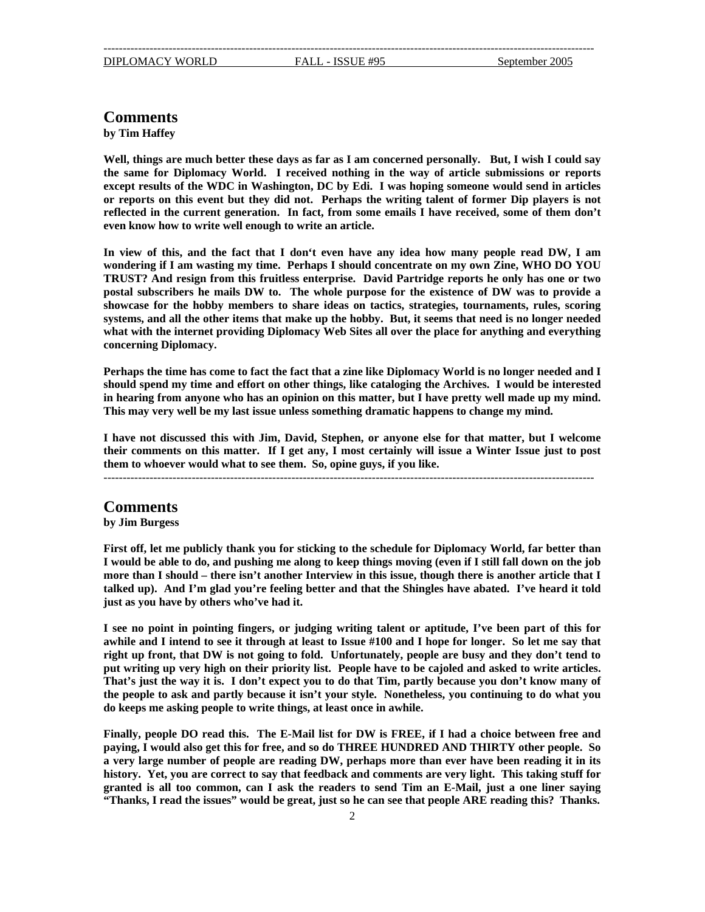## Comments

**by Tim Haffey**

**Well, things are much better these days as far as I am concerned personally. But, I wish I could say the same for Diplomacy World. I received nothing in the way of article submissions or reports except results of the WDC in Washington, DC by Edi. I was hoping someone would send in articles or reports on this event but they did not. Perhaps the writing talent of former Dip players is not reflected in the current generation. In fact, from some emails I have received, some of them don't even know how to write well enough to write an article.**

**In view of this, and the fact that I don't even have any idea how many people read DW, I am wondering if I am wasting my time. Perhaps I should concentrate on my own Zine, WHO DO YOU TRUST? And resign from this fruitless enterprise. David Partridge reports he only has one or two postal subscribers he mails DW to. The whole purpose for the existence of DW was to provide a showcase for the hobby members to share ideas on tactics, strategies, tournaments, rules, scoring systems, and all the other items that make up the hobby. But, it seems that need is no longer needed what with the internet providing Diplomacy Web Sites all over the place for anything and everything concerning Diplomacy.**

**Perhaps the time has come to fact the fact that a zine like Diplomacy World is no longer needed and I should spend my time and effort on other things, like cataloging the Archives. I would be interested in hearing from anyone who has an opinion on this matter, but I have pretty well made up my mind. This may very well be my last issue unless something dramatic happens to change my mind.**

**I have not discussed this with Jim, David, Stephen, or anyone else for that matter, but I welcome their comments on this matter. If I get any, I most certainly will issue a Winter Issue just to post them to whoever would what to see them. So, opine guys, if you like.**

---

## Comments

**by Jim Burgess**

**First off, let me publicly thank you for sticking to the schedule for Diplomacy World, far better than I would be able to do, and pushing me along to keep things moving (even if I still fall down on the job more than I should – there isn't another Interview in this issue, though there is another article that I talked up). And I'm glad you're feeling better and that the Shingles have abated. I've heard it told just as you have by others who've had it.**

**I see no point in pointing fingers, or judging writing talent or aptitude, I've been part of this for awhile and I intend to see it through at least to Issue #100 and I hope for longer. So let me say that right up front, that DW is not going to fold. Unfortunately, people are busy and they don't tend to put writing up very high on their priority list. People have to be cajoled and asked to write articles. That's just the way it is. I don't expect you to do that Tim, partly because you don't know many of the people to ask and partly because it isn't your style. Nonetheless, you continuing to do what you do keeps me asking people to write things, at least once in awhile.**

**Finally, people DO read this. The E-Mail list for DW is FREE, if I had a choice between free and paying, I would also get this for free, and so do THREE HUNDRED AND THIRTY other people. So a very large number of people are reading DW, perhaps more than ever have been reading it in its history. Yet, you are correct to say that feedback and comments are very light. This taking stuff for granted is all too common, can I ask the readers to send Tim an E-Mail, just a one liner saying "Thanks, I read the issues" would be great, just so he can see that people ARE reading this? Thanks.**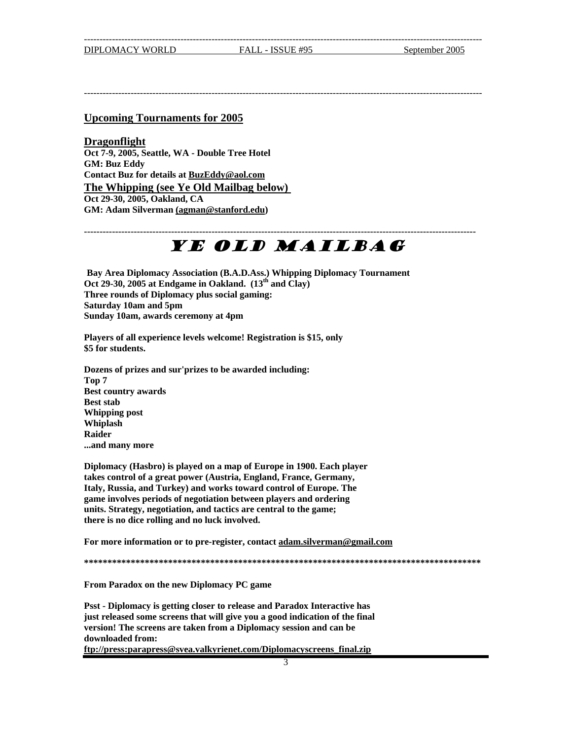## Upcoming Tournaments for 2005

### Dragonflight

**Oct 7-9, 2005, Seattle, WA - Double Tree Hotel**
**GM: Buz Eddy**
**Contact Buz for details at BuzEddy@aol.com**

### The Whipping (see Ye Old Mailbag below)

**Oct 29-30, 2005, Oakland, CA**
**GM: Adam Silverman (agman@stanford.edu)**

---

# YE OLD MAILBAG

**Bay Area Diplomacy Association (B.A.D.Ass.) Whipping Diplomacy Tournament**
**Oct 29-30, 2005 at Endgame in Oakland. (13th and Clay)**
**Three rounds of Diplomacy plus social gaming:**
**Saturday 10am and 5pm**
**Sunday 10am, awards ceremony at 4pm**

**Players of all experience levels welcome! Registration is $15, only $5 for students.**

**Dozens of prizes and sur'prizes to be awarded including:**
**Top 7**
**Best country awards**
**Best stab**
**Whipping post**
**Whiplash**
**Raider**
**...and many more**

**Diplomacy (Hasbro) is played on a map of Europe in 1900. Each player takes control of a great power (Austria, England, France, Germany, Italy, Russia, and Turkey) and works toward control of Europe. The game involves periods of negotiation between players and ordering units. Strategy, negotiation, and tactics are central to the game; there is no dice rolling and no luck involved.**

**For more information or to pre-register, contact adam.silverman@gmail.com**

*****************************************************************************************

**From Paradox on the new Diplomacy PC game**

**Psst - Diplomacy is getting closer to release and Paradox Interactive has just released some screens that will give you a good indication of the final version! The screens are taken from a Diplomacy session and can be downloaded from:**
**ftp://press:parapress@svea.valkyrienet.com/Diplomacyscreens_final.zip**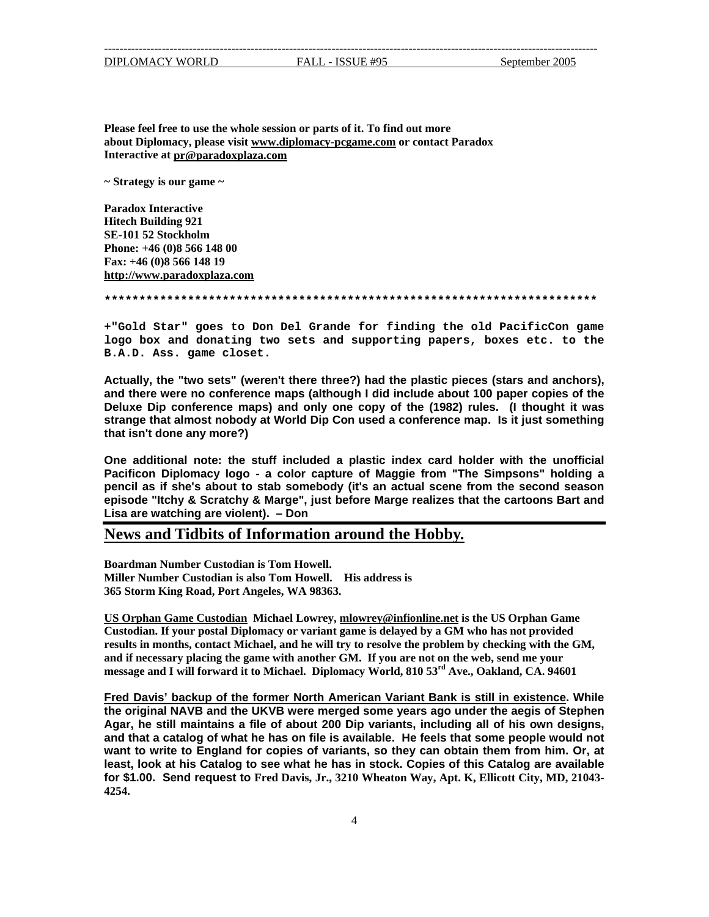**Please feel free to use the whole session or parts of it. To find out more about Diplomacy, please visit www.diplomacy-pcgame.com or contact Paradox Interactive at pr@paradoxplaza.com**

**~ Strategy is our game ~**

**Paradox Interactive**
**Hitech Building 921**
**SE-101 52 Stockholm**
**Phone: +46 (0)8 566 148 00**
**Fax: +46 (0)8 566 148 19**
**http://www.paradoxplaza.com**

************************************************************************

**+"Gold Star" goes to Don Del Grande for finding the old PacificCon game logo box and donating two sets and supporting papers, boxes etc. to the B.A.D. Ass. game closet.**

**Actually, the "two sets" (weren't there three?) had the plastic pieces (stars and anchors), and there were no conference maps (although I did include about 100 paper copies of the Deluxe Dip conference maps) and only one copy of the (1982) rules. (I thought it was strange that almost nobody at World Dip Con used a conference map. Is it just something that isn't done any more?)**

**One additional note: the stuff included a plastic index card holder with the unofficial Pacificon Diplomacy logo - a color capture of Maggie from "The Simpsons" holding a pencil as if she's about to stab somebody (it's an actual scene from the second season episode "Itchy & Scratchy & Marge", just before Marge realizes that the cartoons Bart and Lisa are watching are violent). – Don**

## News and Tidbits of Information around the Hobby.

**Boardman Number Custodian is Tom Howell.**
**Miller Number Custodian is also Tom Howell. His address is 365 Storm King Road, Port Angeles, WA 98363.**

**US Orphan Game Custodian Michael Lowrey, mlowrey@infionline.net is the US Orphan Game Custodian. If your postal Diplomacy or variant game is delayed by a GM who has not provided results in months, contact Michael, and he will try to resolve the problem by checking with the GM, and if necessary placing the game with another GM. If you are not on the web, send me your message and I will forward it to Michael. Diplomacy World, 810 53rd Ave., Oakland, CA. 94601**

**Fred Davis' backup of the former North American Variant Bank is still in existence. While the original NAVB and the UKVB were merged some years ago under the aegis of Stephen Agar, he still maintains a file of about 200 Dip variants, including all of his own designs, and that a catalog of what he has on file is available. He feels that some people would not want to write to England for copies of variants, so they can obtain them from him. Or, at least, look at his Catalog to see what he has in stock. Copies of this Catalog are available for $1.00. Send request to Fred Davis, Jr., 3210 Wheaton Way, Apt. K, Ellicott City, MD, 21043-4254.**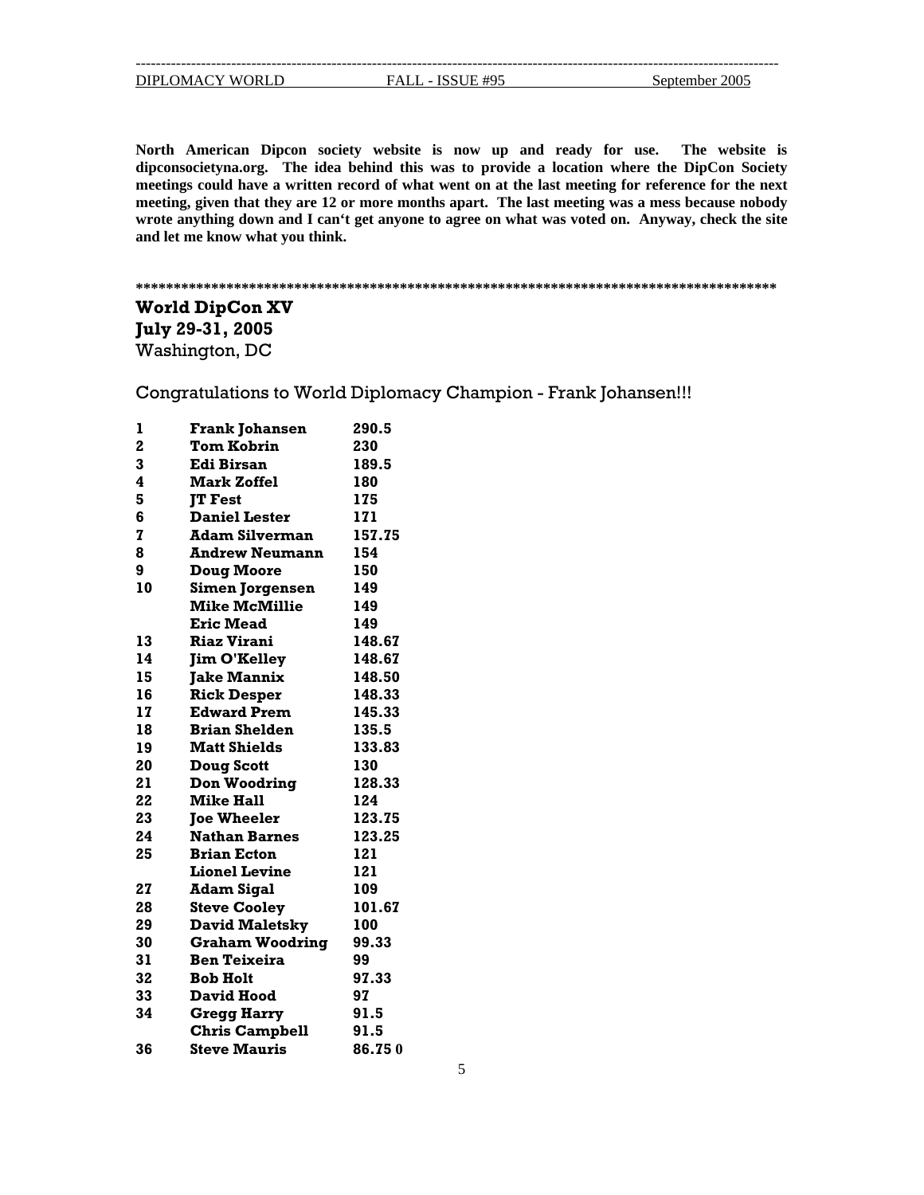**North American Dipcon society website is now up and ready for use. The website is dipconsocietyna.org. The idea behind this was to provide a location where the DipCon Society meetings could have a written record of what went on at the last meeting for reference for the next meeting, given that they are 12 or more months apart. The last meeting was a mess because nobody wrote anything down and I can't get anyone to agree on what was voted on. Anyway, check the site and let me know what you think.**

**\*\*\*\*\*\*\*\*\*\*\*\*\*\*\*\*\*\*\*\*\*\*\*\*\*\*\*\*\*\*\*\*\*\*\*\*\*\*\*\*\*\*\*\*\*\*\*\*\*\*\*\*\*\*\*\*\*\*\*\*\*\*\*\*\*\*\*\*\*\*\*\*\*\*\*\*\*\*\*\*\*\*\*\*\*\*\***

**World DipCon XV**
**July 29-31, 2005**
Washington, DC

Congratulations to World Diplomacy Champion - Frank Johansen!!!

| | | |
|---|---|---|
| **1** | **Frank Johansen** | **290.5** |
| **2** | **Tom Kobrin** | **230** |
| **3** | **Edi Birsan** | **189.5** |
| **4** | **Mark Zoffel** | **180** |
| **5** | **JT Fest** | **175** |
| **6** | **Daniel Lester** | **171** |
| **7** | **Adam Silverman** | **157.75** |
| **8** | **Andrew Neumann** | **154** |
| **9** | **Doug Moore** | **150** |
| **10** | **Simen Jorgensen** | **149** |
| | **Mike McMillie** | **149** |
| | **Eric Mead** | **149** |
| **13** | **Riaz Virani** | **148.67** |
| **14** | **Jim O'Kelley** | **148.67** |
| **15** | **Jake Mannix** | **148.50** |
| **16** | **Rick Desper** | **148.33** |
| **17** | **Edward Prem** | **145.33** |
| **18** | **Brian Shelden** | **135.5** |
| **19** | **Matt Shields** | **133.83** |
| **20** | **Doug Scott** | **130** |
| **21** | **Don Woodring** | **128.33** |
| **22** | **Mike Hall** | **124** |
| **23** | **Joe Wheeler** | **123.75** |
| **24** | **Nathan Barnes** | **123.25** |
| **25** | **Brian Ecton** | **121** |
| | **Lionel Levine** | **121** |
| **27** | **Adam Sigal** | **109** |
| **28** | **Steve Cooley** | **101.67** |
| **29** | **David Maletsky** | **100** |
| **30** | **Graham Woodring** | **99.33** |
| **31** | **Ben Teixeira** | **99** |
| **32** | **Bob Holt** | **97.33** |
| **33** | **David Hood** | **97** |
| **34** | **Gregg Harry** | **91.5** |
| | **Chris Campbell** | **91.5** |
| **36** | **Steve Mauris** | **86.75 0** |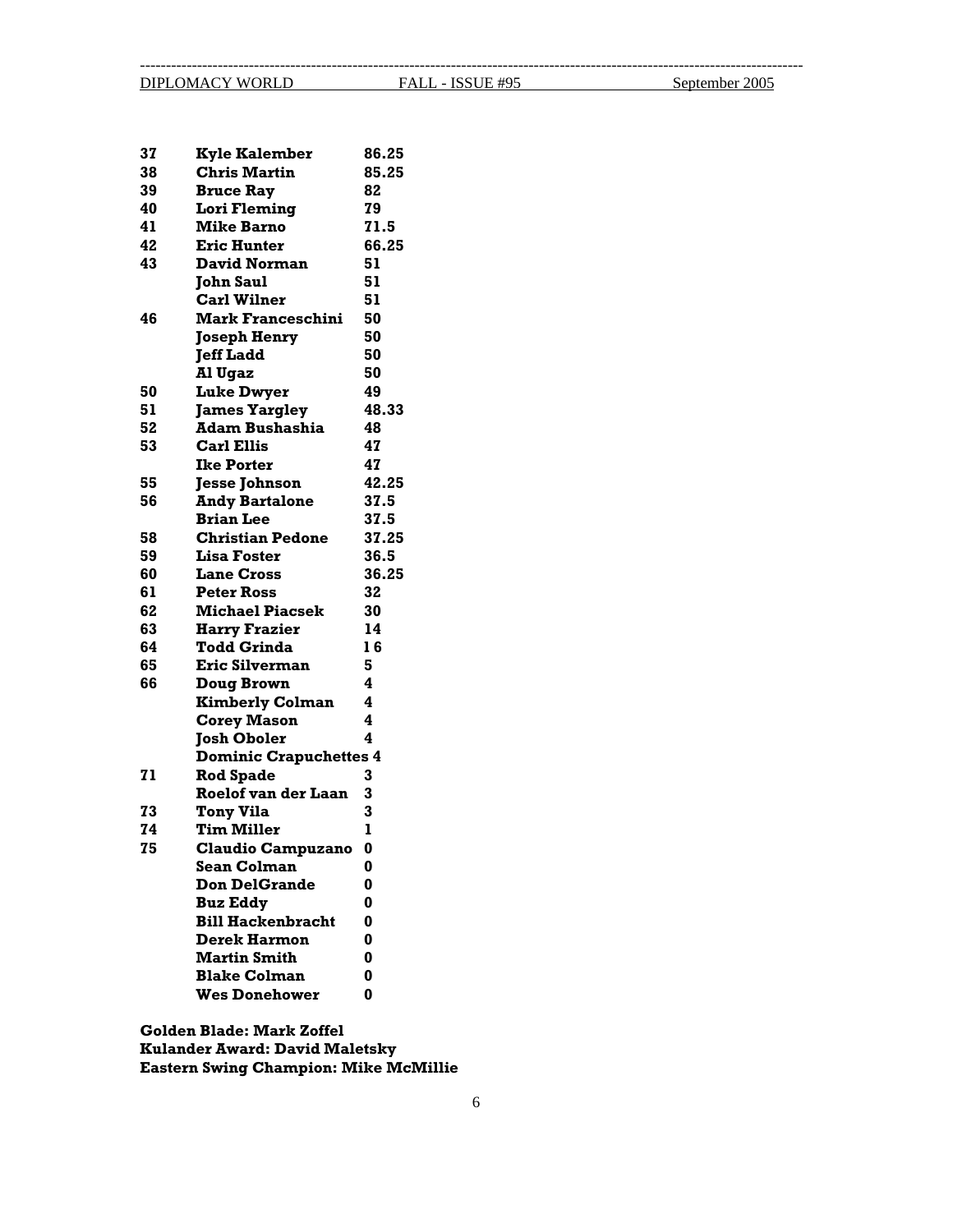| | | |
|---|---|---|
| **37** | **Kyle Kalember** | **86.25** |
| **38** | **Chris Martin** | **85.25** |
| **39** | **Bruce Ray** | **82** |
| **40** | **Lori Fleming** | **79** |
| **41** | **Mike Barno** | **71.5** |
| **42** | **Eric Hunter** | **66.25** |
| **43** | **David Norman** | **51** |
| | **John Saul** | **51** |
| | **Carl Wilner** | **51** |
| **46** | **Mark Franceschini** | **50** |
| | **Joseph Henry** | **50** |
| | **Jeff Ladd** | **50** |
| | **Al Ugaz** | **50** |
| **50** | **Luke Dwyer** | **49** |
| **51** | **James Yargley** | **48.33** |
| **52** | **Adam Bushashia** | **48** |
| **53** | **Carl Ellis** | **47** |
| | **Ike Porter** | **47** |
| **55** | **Jesse Johnson** | **42.25** |
| **56** | **Andy Bartalone** | **37.5** |
| | **Brian Lee** | **37.5** |
| **58** | **Christian Pedone** | **37.25** |
| **59** | **Lisa Foster** | **36.5** |
| **60** | **Lane Cross** | **36.25** |
| **61** | **Peter Ross** | **32** |
| **62** | **Michael Piacsek** | **30** |
| **63** | **Harry Frazier** | **14** |
| **64** | **Todd Grinda** | **16** |
| **65** | **Eric Silverman** | **5** |
| **66** | **Doug Brown** | **4** |
| | **Kimberly Colman** | **4** |
| | **Corey Mason** | **4** |
| | **Josh Oboler** | **4** |
| | **Dominic Crapuchettes** | **4** |
| **71** | **Rod Spade** | **3** |
| | **Roelof van der Laan** | **3** |
| **73** | **Tony Vila** | **3** |
| **74** | **Tim Miller** | **1** |
| **75** | **Claudio Campuzano** | **0** |
| | **Sean Colman** | **0** |
| | **Don DelGrande** | **0** |
| | **Buz Eddy** | **0** |
| | **Bill Hackenbracht** | **0** |
| | **Derek Harmon** | **0** |
| | **Martin Smith** | **0** |
| | **Blake Colman** | **0** |
| | **Wes Donehower** | **0** |

**Golden Blade: Mark Zoffel**
**Kulander Award: David Maletsky**
**Eastern Swing Champion: Mike McMillie**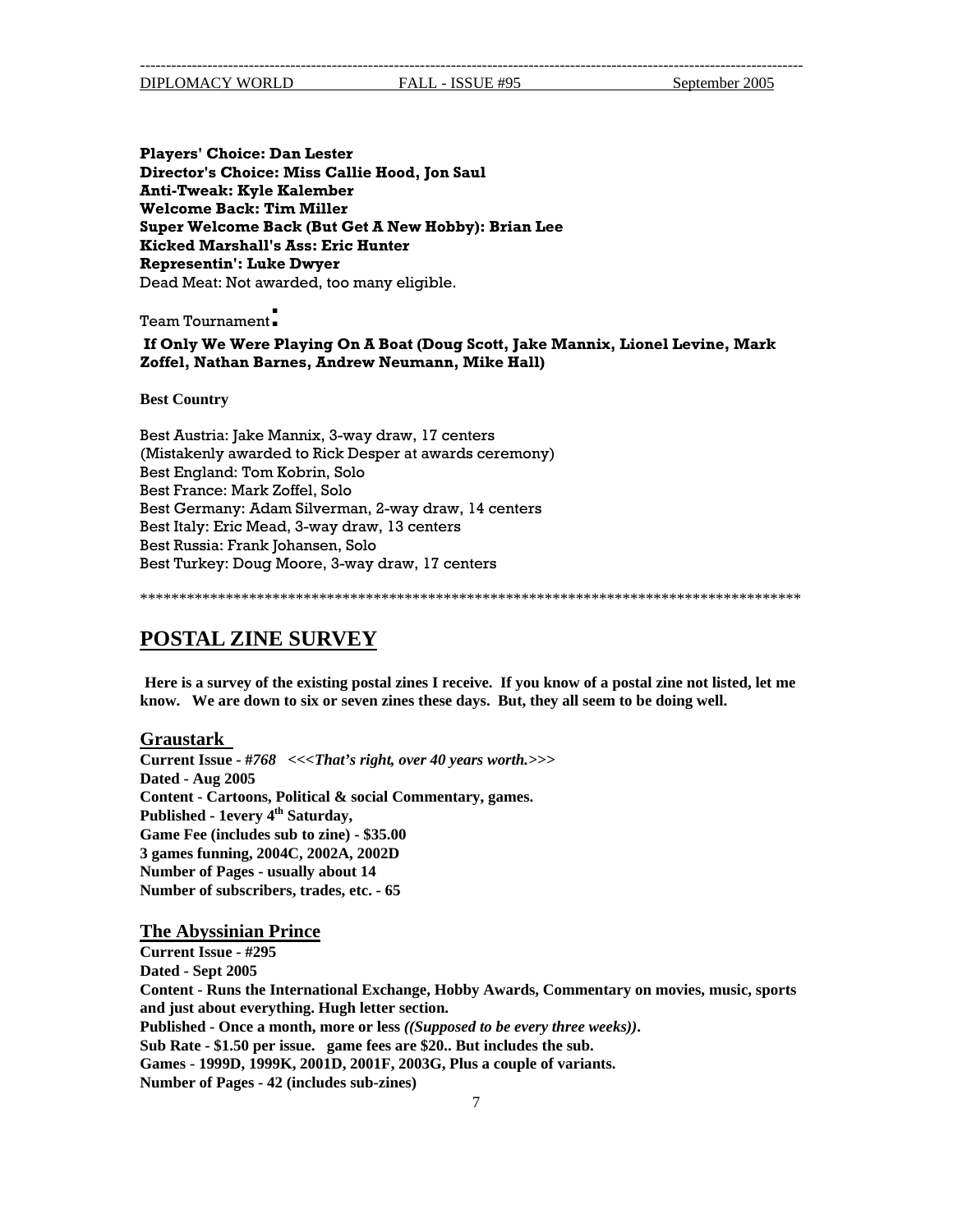**Players' Choice: Dan Lester**
**Director's Choice: Miss Callie Hood, Jon Saul**
**Anti-Tweak: Kyle Kalember**
**Welcome Back: Tim Miller**
**Super Welcome Back (But Get A New Hobby): Brian Lee**
**Kicked Marshall's Ass: Eric Hunter**
**Representin': Luke Dwyer**
Dead Meat: Not awarded, too many eligible.

Team Tournament:

**If Only We Were Playing On A Boat (Doug Scott, Jake Mannix, Lionel Levine, Mark Zoffel, Nathan Barnes, Andrew Neumann, Mike Hall)**

**Best Country**

Best Austria: Jake Mannix, 3-way draw, 17 centers
(Mistakenly awarded to Rick Desper at awards ceremony)
Best England: Tom Kobrin, Solo
Best France: Mark Zoffel, Solo
Best Germany: Adam Silverman, 2-way draw, 14 centers
Best Italy: Eric Mead, 3-way draw, 13 centers
Best Russia: Frank Johansen, Solo
Best Turkey: Doug Moore, 3-way draw, 17 centers

*****************************************************************************************

## POSTAL ZINE SURVEY

**Here is a survey of the existing postal zines I receive. If you know of a postal zine not listed, let me know. We are down to six or seven zines these days. But, they all seem to be doing well.**

### Graustark

**Current Issue - *#768 <<<That's right, over 40 years worth.>>>***
**Dated - Aug 2005**
**Content - Cartoons, Political & social Commentary, games.**
**Published - 1every 4th Saturday,**
**Game Fee (includes sub to zine) - $35.00**
**3 games funning, 2004C, 2002A, 2002D**
**Number of Pages - usually about 14**
**Number of subscribers, trades, etc. - 65**

### The Abyssinian Prince

**Current Issue - #295**
**Dated - Sept 2005**
**Content - Runs the International Exchange, Hobby Awards, Commentary on movies, music, sports and just about everything. Hugh letter section.**
**Published - Once a month, more or less *((Supposed to be every three weeks))*.**
**Sub Rate - $1.50 per issue. game fees are $20.. But includes the sub.**
**Games - 1999D, 1999K, 2001D, 2001F, 2003G, Plus a couple of variants.**
**Number of Pages - 42 (includes sub-zines)**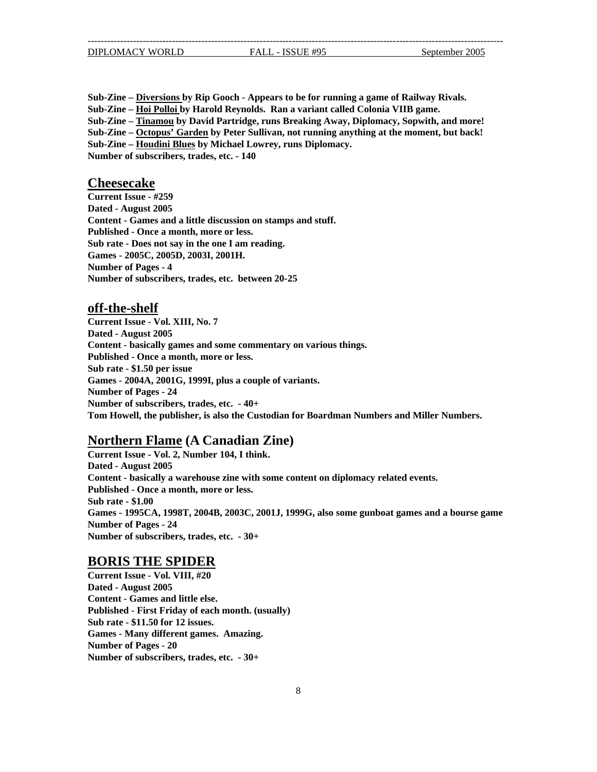**Sub-Zine – Diversions by Rip Gooch - Appears to be for running a game of Railway Rivals.**
**Sub-Zine – Hoi Polloi by Harold Reynolds. Ran a variant called Colonia VIIB game.**
**Sub-Zine – Tinamou by David Partridge, runs Breaking Away, Diplomacy, Sopwith, and more!**
**Sub-Zine – Octopus' Garden by Peter Sullivan, not running anything at the moment, but back!**
**Sub-Zine – Houdini Blues by Michael Lowrey, runs Diplomacy.**
**Number of subscribers, trades, etc. - 140**

## Cheesecake

**Current Issue - #259**
**Dated - August 2005**
**Content - Games and a little discussion on stamps and stuff.**
**Published - Once a month, more or less.**
**Sub rate - Does not say in the one I am reading.**
**Games - 2005C, 2005D, 2003I, 2001H.**
**Number of Pages - 4**
**Number of subscribers, trades, etc. between 20-25**

## off-the-shelf

**Current Issue - Vol. XIII, No. 7**
**Dated - August 2005**
**Content - basically games and some commentary on various things.**
**Published - Once a month, more or less.**
**Sub rate - $1.50 per issue**
**Games - 2004A, 2001G, 1999I, plus a couple of variants.**
**Number of Pages - 24**
**Number of subscribers, trades, etc. - 40+**
**Tom Howell, the publisher, is also the Custodian for Boardman Numbers and Miller Numbers.**

## Northern Flame (A Canadian Zine)

**Current Issue - Vol. 2, Number 104, I think.**
**Dated - August 2005**
**Content - basically a warehouse zine with some content on diplomacy related events.**
**Published - Once a month, more or less.**
**Sub rate - $1.00**
**Games - 1995CA, 1998T, 2004B, 2003C, 2001J, 1999G, also some gunboat games and a bourse game**
**Number of Pages - 24**
**Number of subscribers, trades, etc. - 30+**

## BORIS THE SPIDER

**Current Issue - Vol. VIII, #20**
**Dated - August 2005**
**Content - Games and little else.**
**Published - First Friday of each month. (usually)**
**Sub rate - $11.50 for 12 issues.**
**Games - Many different games. Amazing.**
**Number of Pages - 20**
**Number of subscribers, trades, etc. - 30+**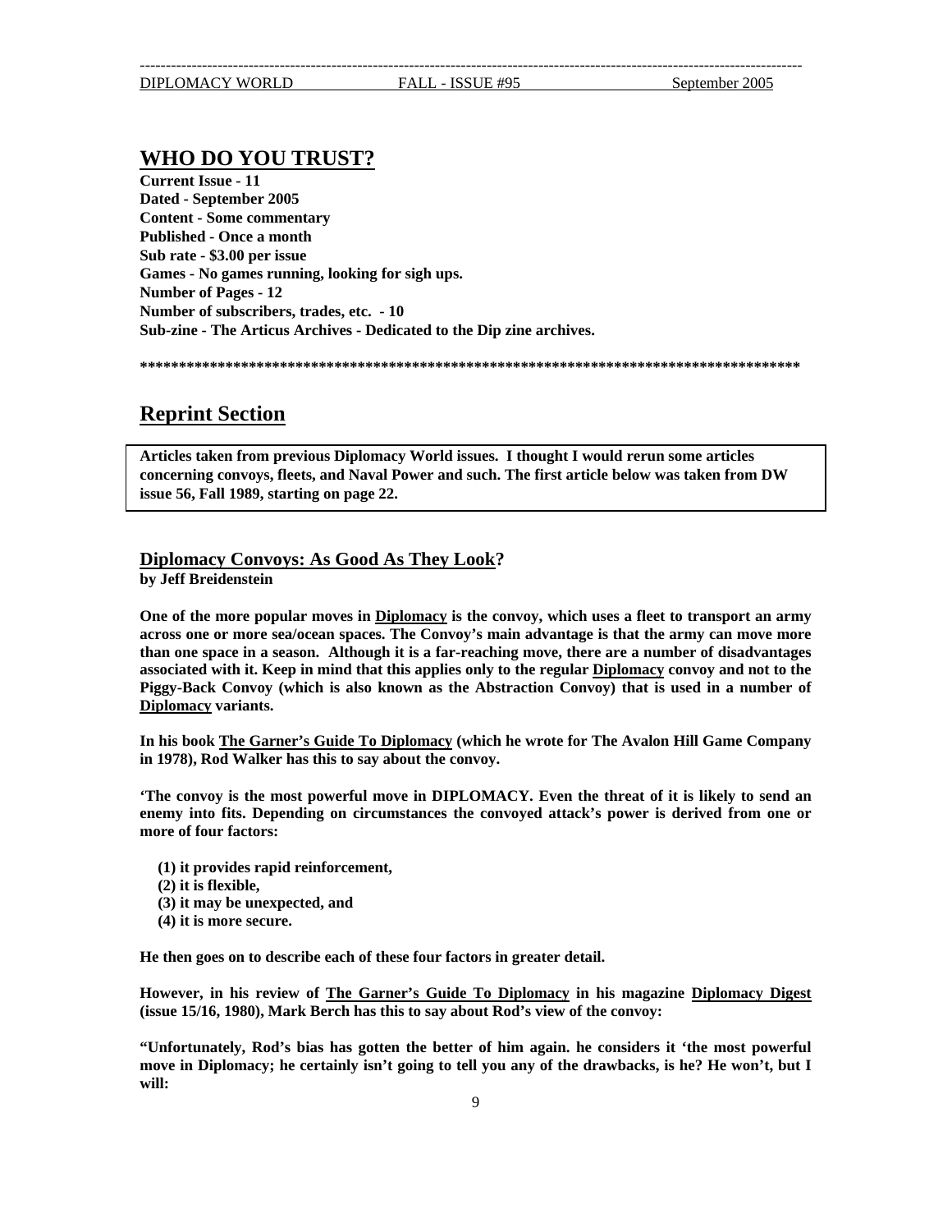## WHO DO YOU TRUST?

**Current Issue - 11**
**Dated - September 2005**
**Content - Some commentary**
**Published - Once a month**
**Sub rate - $3.00 per issue**
**Games - No games running, looking for sigh ups.**
**Number of Pages - 12**
**Number of subscribers, trades, etc. - 10**
**Sub-zine - The Articus Archives - Dedicated to the Dip zine archives.**

**************************************************************************************

## Reprint Section

**Articles taken from previous Diplomacy World issues. I thought I would rerun some articles concerning convoys, fleets, and Naval Power and such. The first article below was taken from DW issue 56, Fall 1989, starting on page 22.**

### Diplomacy Convoys: As Good As They Look?

**by Jeff Breidenstein**

**One of the more popular moves in Diplomacy is the convoy, which uses a fleet to transport an army across one or more sea/ocean spaces. The Convoy's main advantage is that the army can move more than one space in a season. Although it is a far-reaching move, there are a number of disadvantages associated with it. Keep in mind that this applies only to the regular Diplomacy convoy and not to the Piggy-Back Convoy (which is also known as the Abstraction Convoy) that is used in a number of Diplomacy variants.**

**In his book The Garner's Guide To Diplomacy (which he wrote for The Avalon Hill Game Company in 1978), Rod Walker has this to say about the convoy.**

**'The convoy is the most powerful move in DIPLOMACY. Even the threat of it is likely to send an enemy into fits. Depending on circumstances the convoyed attack's power is derived from one or more of four factors:**

**(1) it provides rapid reinforcement,**
**(2) it is flexible,**
**(3) it may be unexpected, and**
**(4) it is more secure.**

**He then goes on to describe each of these four factors in greater detail.**

**However, in his review of The Garner's Guide To Diplomacy in his magazine Diplomacy Digest (issue 15/16, 1980), Mark Berch has this to say about Rod's view of the convoy:**

**"Unfortunately, Rod's bias has gotten the better of him again. he considers it 'the most powerful move in Diplomacy; he certainly isn't going to tell you any of the drawbacks, is he? He won't, but I will:**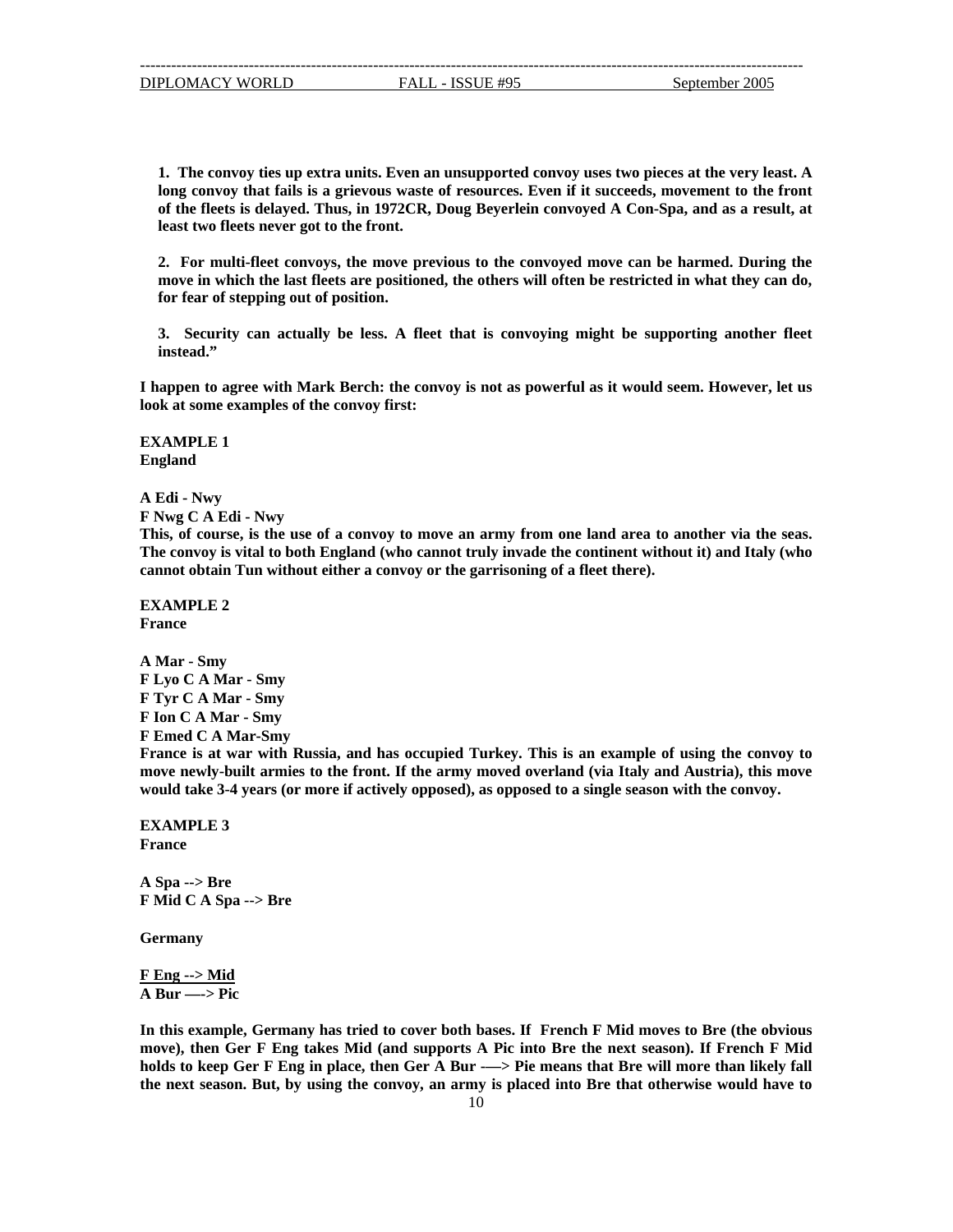**1. The convoy ties up extra units. Even an unsupported convoy uses two pieces at the very least. A long convoy that fails is a grievous waste of resources. Even if it succeeds, movement to the front of the fleets is delayed. Thus, in 1972CR, Doug Beyerlein convoyed A Con-Spa, and as a result, at least two fleets never got to the front.**

**2. For multi-fleet convoys, the move previous to the convoyed move can be harmed. During the move in which the last fleets are positioned, the others will often be restricted in what they can do, for fear of stepping out of position.**

**3. Security can actually be less. A fleet that is convoying might be supporting another fleet instead."**

**I happen to agree with Mark Berch: the convoy is not as powerful as it would seem. However, let us look at some examples of the convoy first:**

**EXAMPLE 1**
**England**

**A Edi - Nwy**
**F Nwg C A Edi - Nwy**
**This, of course, is the use of a convoy to move an army from one land area to another via the seas. The convoy is vital to both England (who cannot truly invade the continent without it) and Italy (who cannot obtain Tun without either a convoy or the garrisoning of a fleet there).**

**EXAMPLE 2**
**France**

**A Mar - Smy**
**F Lyo C A Mar - Smy**
**F Tyr C A Mar - Smy**
**F Ion C A Mar - Smy**
**F Emed C A Mar-Smy**
**France is at war with Russia, and has occupied Turkey. This is an example of using the convoy to move newly-built armies to the front. If the army moved overland (via Italy and Austria), this move would take 3-4 years (or more if actively opposed), as opposed to a single season with the convoy.**

**EXAMPLE 3**
**France**

**A Spa --> Bre**
**F Mid C A Spa --> Bre**

**Germany**

**<u>F Eng --> Mid</u>**
**A Bur —-> Pic**

**In this example, Germany has tried to cover both bases. If French F Mid moves to Bre (the obvious move), then Ger F Eng takes Mid (and supports A Pic into Bre the next season). If French F Mid holds to keep Ger F Eng in place, then Ger A Bur -—> Pie means that Bre will more than likely fall the next season. But, by using the convoy, an army is placed into Bre that otherwise would have to**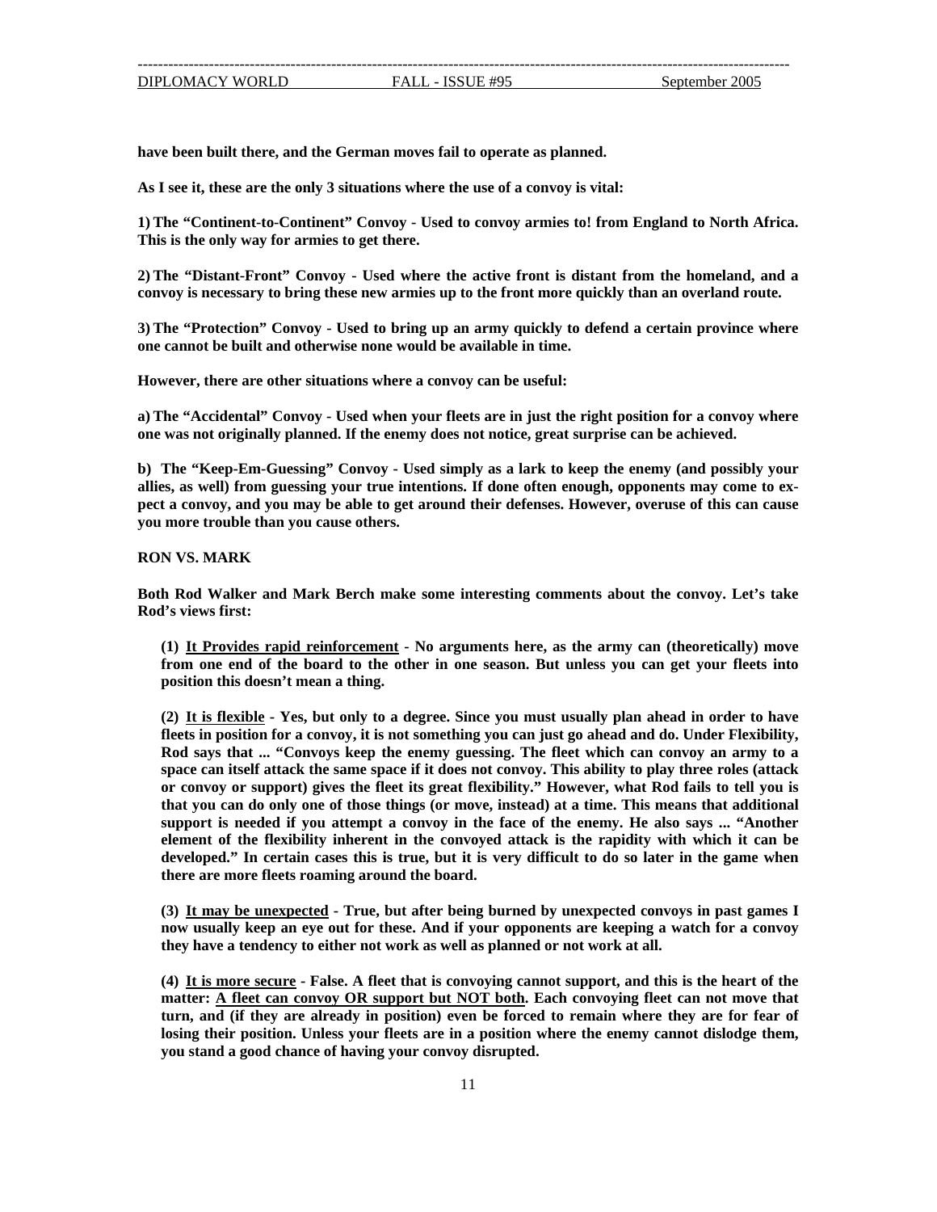**have been built there, and the German moves fail to operate as planned.**

**As I see it, these are the only 3 situations where the use of a convoy is vital:**

**1) The "Continent-to-Continent" Convoy - Used to convoy armies to! from England to North Africa. This is the only way for armies to get there.**

**2) The "Distant-Front" Convoy - Used where the active front is distant from the homeland, and a convoy is necessary to bring these new armies up to the front more quickly than an overland route.**

**3) The "Protection" Convoy - Used to bring up an army quickly to defend a certain province where one cannot be built and otherwise none would be available in time.**

**However, there are other situations where a convoy can be useful:**

**a) The "Accidental" Convoy - Used when your fleets are in just the right position for a convoy where one was not originally planned. If the enemy does not notice, great surprise can be achieved.**

**b) The "Keep-Em-Guessing" Convoy - Used simply as a lark to keep the enemy (and possibly your allies, as well) from guessing your true intentions. If done often enough, opponents may come to expect a convoy, and you may be able to get around their defenses. However, overuse of this can cause you more trouble than you cause others.**

**RON VS. MARK**

**Both Rod Walker and Mark Berch make some interesting comments about the convoy. Let's take Rod's views first:**

> **(1) <u>It Provides rapid reinforcement</u> - No arguments here, as the army can (theoretically) move from one end of the board to the other in one season. But unless you can get your fleets into position this doesn't mean a thing.**
>
> **(2) <u>It is flexible</u> - Yes, but only to a degree. Since you must usually plan ahead in order to have fleets in position for a convoy, it is not something you can just go ahead and do. Under Flexibility, Rod says that ... "Convoys keep the enemy guessing. The fleet which can convoy an army to a space can itself attack the same space if it does not convoy. This ability to play three roles (attack or convoy or support) gives the fleet its great flexibility." However, what Rod fails to tell you is that you can do only one of those things (or move, instead) at a time. This means that additional support is needed if you attempt a convoy in the face of the enemy. He also says ... "Another element of the flexibility inherent in the convoyed attack is the rapidity with which it can be developed." In certain cases this is true, but it is very difficult to do so later in the game when there are more fleets roaming around the board.**
>
> **(3) <u>It may be unexpected</u> - True, but after being burned by unexpected convoys in past games I now usually keep an eye out for these. And if your opponents are keeping a watch for a convoy they have a tendency to either not work as well as planned or not work at all.**
>
> **(4) <u>It is more secure</u> - False. A fleet that is convoying cannot support, and this is the heart of the matter: <u>A fleet can convoy OR support but NOT both</u>. Each convoying fleet can not move that turn, and (if they are already in position) even be forced to remain where they are for fear of losing their position. Unless your fleets are in a position where the enemy cannot dislodge them, you stand a good chance of having your convoy disrupted.**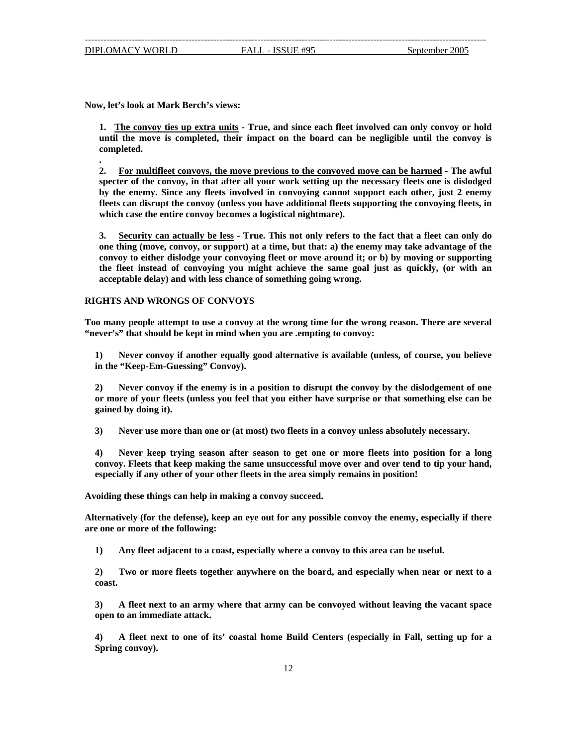**Now, let's look at Mark Berch's views:**

**1. <u>The convoy ties up extra units</u> - True, and since each fleet involved can only convoy or hold until the move is completed, their impact on the board can be negligible until the convoy is completed.**

**.**

**2. <u>For multifleet convoys, the move previous to the convoyed move can be harmed</u> - The awful specter of the convoy, in that after all your work setting up the necessary fleets one is dislodged by the enemy. Since any fleets involved in convoying cannot support each other, just 2 enemy fleets can disrupt the convoy (unless you have additional fleets supporting the convoying fleets, in which case the entire convoy becomes a logistical nightmare).**

**3. <u>Security can actually be less</u> - True. This not only refers to the fact that a fleet can only do one thing (move, convoy, or support) at a time, but that: a) the enemy may take advantage of the convoy to either dislodge your convoying fleet or move around it; or b) by moving or supporting the fleet instead of convoying you might achieve the same goal just as quickly, (or with an acceptable delay) and with less chance of something going wrong.**

## RIGHTS AND WRONGS OF CONVOYS

**Too many people attempt to use a convoy at the wrong time for the wrong reason. There are several "never's" that should be kept in mind when you are .empting to convoy:**

**1) Never convoy if another equally good alternative is available (unless, of course, you believe in the "Keep-Em-Guessing" Convoy).**

**2) Never convoy if the enemy is in a position to disrupt the convoy by the dislodgement of one or more of your fleets (unless you feel that you either have surprise or that something else can be gained by doing it).**

**3) Never use more than one or (at most) two fleets in a convoy unless absolutely necessary.**

**4) Never keep trying season after season to get one or more fleets into position for a long convoy. Fleets that keep making the same unsuccessful move over and over tend to tip your hand, especially if any other of your other fleets in the area simply remains in position!**

**Avoiding these things can help in making a convoy succeed.**

**Alternatively (for the defense), keep an eye out for any possible convoy the enemy, especially if there are one or more of the following:**

**1) Any fleet adjacent to a coast, especially where a convoy to this area can be useful.**

**2) Two or more fleets together anywhere on the board, and especially when near or next to a coast.**

**3) A fleet next to an army where that army can be convoyed without leaving the vacant space open to an immediate attack.**

**4) A fleet next to one of its' coastal home Build Centers (especially in Fall, setting up for a Spring convoy).**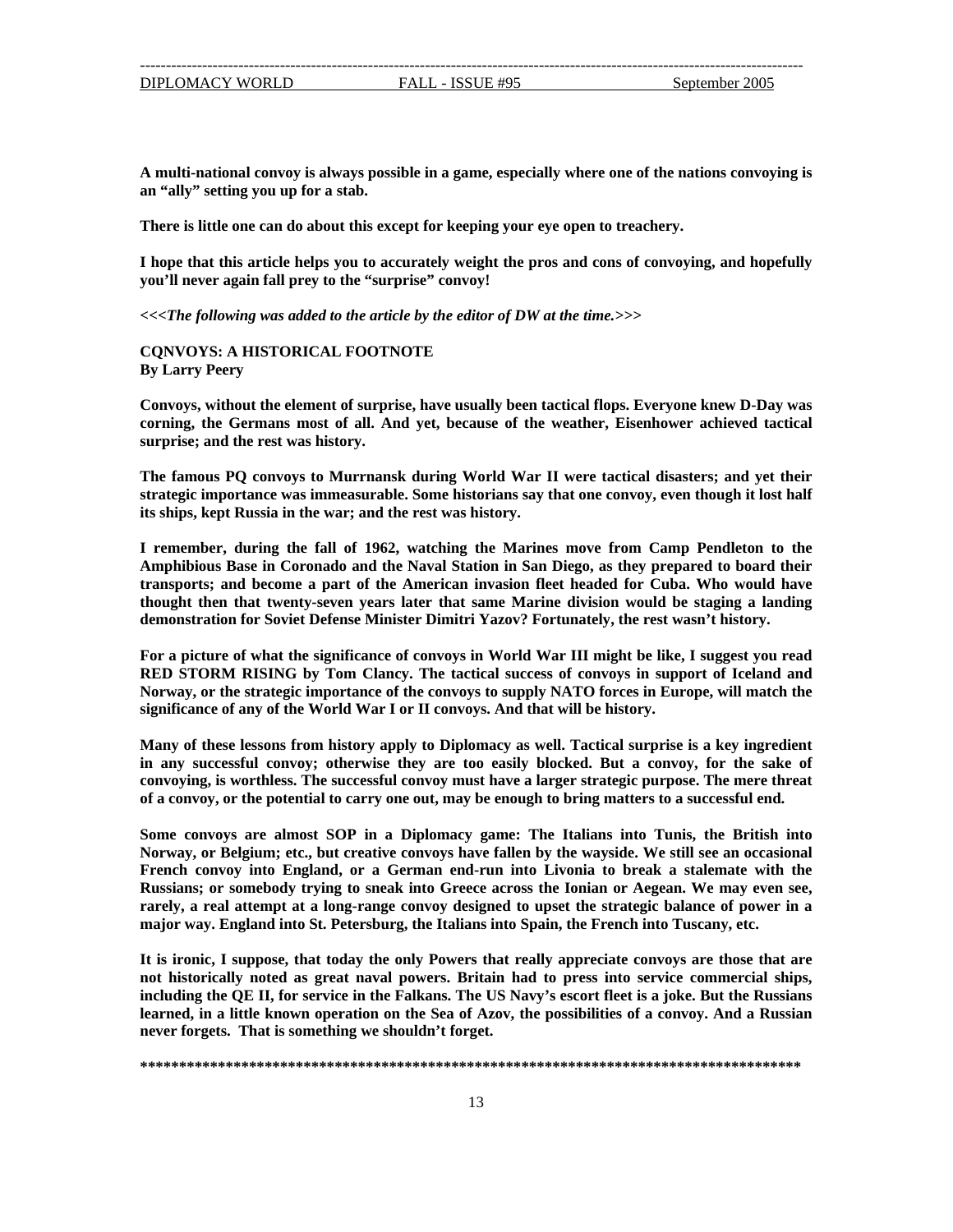**A multi-national convoy is always possible in a game, especially where one of the nations convoying is an "ally" setting you up for a stab.**

**There is little one can do about this except for keeping your eye open to treachery.**

**I hope that this article helps you to accurately weight the pros and cons of convoying, and hopefully you'll never again fall prey to the "surprise" convoy!**

***<<<The following was added to the article by the editor of DW at the time.>>>***

**CQNVOYS: A HISTORICAL FOOTNOTE**
**By Larry Peery**

**Convoys, without the element of surprise, have usually been tactical flops. Everyone knew D-Day was corning, the Germans most of all. And yet, because of the weather, Eisenhower achieved tactical surprise; and the rest was history.**

**The famous PQ convoys to Murrnansk during World War II were tactical disasters; and yet their strategic importance was immeasurable. Some historians say that one convoy, even though it lost half its ships, kept Russia in the war; and the rest was history.**

**I remember, during the fall of 1962, watching the Marines move from Camp Pendleton to the Amphibious Base in Coronado and the Naval Station in San Diego, as they prepared to board their transports; and become a part of the American invasion fleet headed for Cuba. Who would have thought then that twenty-seven years later that same Marine division would be staging a landing demonstration for Soviet Defense Minister Dimitri Yazov? Fortunately, the rest wasn't history.**

**For a picture of what the significance of convoys in World War III might be like, I suggest you read RED STORM RISING by Tom Clancy. The tactical success of convoys in support of Iceland and Norway, or the strategic importance of the convoys to supply NATO forces in Europe, will match the significance of any of the World War I or II convoys. And that will be history.**

**Many of these lessons from history apply to Diplomacy as well. Tactical surprise is a key ingredient in any successful convoy; otherwise they are too easily blocked. But a convoy, for the sake of convoying, is worthless. The successful convoy must have a larger strategic purpose. The mere threat of a convoy, or the potential to carry one out, may be enough to bring matters to a successful end.**

**Some convoys are almost SOP in a Diplomacy game: The Italians into Tunis, the British into Norway, or Belgium; etc., but creative convoys have fallen by the wayside. We still see an occasional French convoy into England, or a German end-run into Livonia to break a stalemate with the Russians; or somebody trying to sneak into Greece across the Ionian or Aegean. We may even see, rarely, a real attempt at a long-range convoy designed to upset the strategic balance of power in a major way. England into St. Petersburg, the Italians into Spain, the French into Tuscany, etc.**

**It is ironic, I suppose, that today the only Powers that really appreciate convoys are those that are not historically noted as great naval powers. Britain had to press into service commercial ships, including the QE II, for service in the Falkans. The US Navy's escort fleet is a joke. But the Russians learned, in a little known operation on the Sea of Azov, the possibilities of a convoy. And a Russian never forgets. That is something we shouldn't forget.**

**************************************************************************************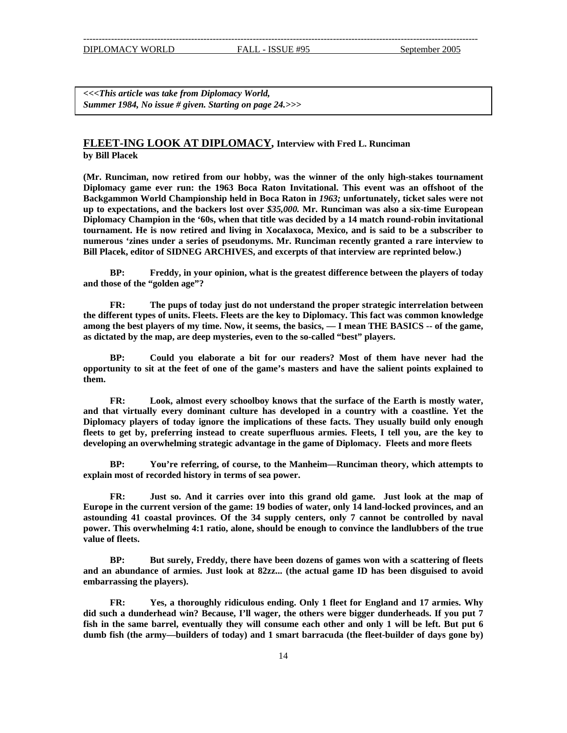***<<<This article was take from Diplomacy World, Summer 1984, No issue # given. Starting on page 24.>>>***

## FLEET-ING LOOK AT DIPLOMACY, Interview with Fred L. Runciman

**by Bill Placek**

**(Mr. Runciman, now retired from our hobby, was the winner of the only high-stakes tournament Diplomacy game ever run: the 1963 Boca Raton Invitational. This event was an offshoot of the Backgammon World Championship held in Boca Raton in *1963;* unfortunately, ticket sales were not up to expectations, and the backers lost over *$35,000.* Mr. Runciman was also a six-time European Diplomacy Champion in the '60s, when that title was decided by a 14 match round-robin invitational tournament. He is now retired and living in Xocalaxoca, Mexico, and is said to be a subscriber to numerous 'zines under a series of pseudonyms. Mr. Runciman recently granted a rare interview to Bill Placek, editor of SIDNEG ARCHIVES, and excerpts of that interview are reprinted below.)**

**BP: Freddy, in your opinion, what is the greatest difference between the players of today and those of the "golden age"?**

**FR: The pups of today just do not understand the proper strategic interrelation between the different types of units. Fleets. Fleets are the key to Diplomacy. This fact was common knowledge among the best players of my time. Now, it seems, the basics, — I mean THE BASICS -- of the game, as dictated by the map, are deep mysteries, even to the so-called "best" players.**

**BP: Could you elaborate a bit for our readers? Most of them have never had the opportunity to sit at the feet of one of the game's masters and have the salient points explained to them.**

**FR: Look, almost every schoolboy knows that the surface of the Earth is mostly water, and that virtually every dominant culture has developed in a country with a coastline. Yet the Diplomacy players of today ignore the implications of these facts. They usually build only enough fleets to get by, preferring instead to create superfluous armies. Fleets, I tell you, are the key to developing an overwhelming strategic advantage in the game of Diplomacy. Fleets and more fleets**

**BP: You're referring, of course, to the Manheim—Runciman theory, which attempts to explain most of recorded history in terms of sea power.**

**FR: Just so. And it carries over into this grand old game. Just look at the map of Europe in the current version of the game: 19 bodies of water, only 14 land-locked provinces, and an astounding 41 coastal provinces. Of the 34 supply centers, only 7 cannot be controlled by naval power. This overwhelming 4:1 ratio, alone, should be enough to convince the landlubbers of the true value of fleets.**

**BP: But surely, Freddy, there have been dozens of games won with a scattering of fleets and an abundance of armies. Just look at 82zz... (the actual game ID has been disguised to avoid embarrassing the players).**

**FR: Yes, a thoroughly ridiculous ending. Only 1 fleet for England and 17 armies. Why did such a dunderhead win? Because, I'll wager, the others were bigger dunderheads. If you put 7 fish in the same barrel, eventually they will consume each other and only 1 will be left. But put 6 dumb fish (the army—builders of today) and 1 smart barracuda (the fleet-builder of days gone by)**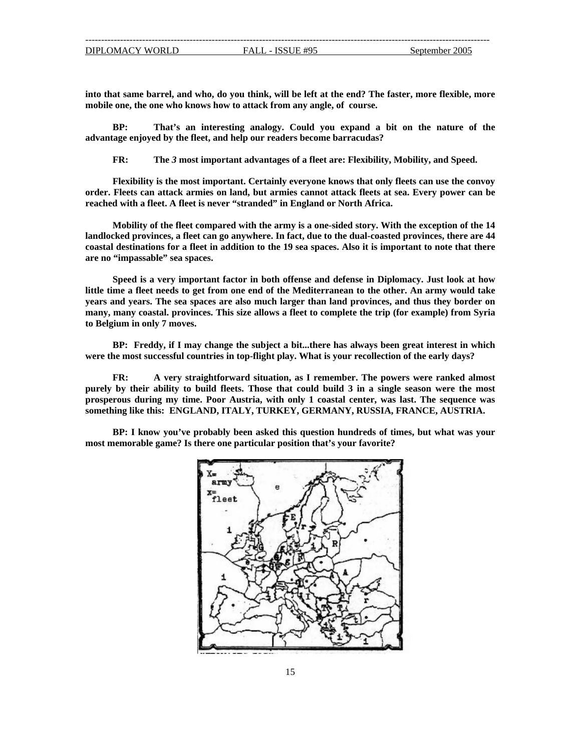**into that same barrel, and who, do you think, will be left at the end? The faster, more flexible, more mobile one, the one who knows how to attack from any angle, of course.**

**BP: That's an interesting analogy. Could you expand a bit on the nature of the advantage enjoyed by the fleet, and help our readers become barracudas?**

**FR: The *3* most important advantages of a fleet are: Flexibility, Mobility, and Speed.**

**Flexibility is the most important. Certainly everyone knows that only fleets can use the convoy order. Fleets can attack armies on land, but armies cannot attack fleets at sea. Every power can be reached with a fleet. A fleet is never "stranded" in England or North Africa.**

**Mobility of the fleet compared with the army is a one-sided story. With the exception of the 14 landlocked provinces, a fleet can go anywhere. In fact, due to the dual-coasted provinces, there are 44 coastal destinations for a fleet in addition to the 19 sea spaces. Also it is important to note that there are no "impassable" sea spaces.**

**Speed is a very important factor in both offense and defense in Diplomacy. Just look at how little time a fleet needs to get from one end of the Mediterranean to the other. An army would take years and years. The sea spaces are also much larger than land provinces, and thus they border on many, many coastal. provinces. This size allows a fleet to complete the trip (for example) from Syria to Belgium in only 7 moves.**

**BP: Freddy, if I may change the subject a bit...there has always been great interest in which were the most successful countries in top-flight play. What is your recollection of the early days?**

**FR: A very straightforward situation, as I remember. The powers were ranked almost purely by their ability to build fleets. Those that could build 3 in a single season were the most prosperous during my time. Poor Austria, with only 1 coastal center, was last. The sequence was something like this: ENGLAND, ITALY, TURKEY, GERMANY, RUSSIA, FRANCE, AUSTRIA.**

**BP: I know you've probably been asked this question hundreds of times, but what was your most memorable game? Is there one particular position that's your favorite?**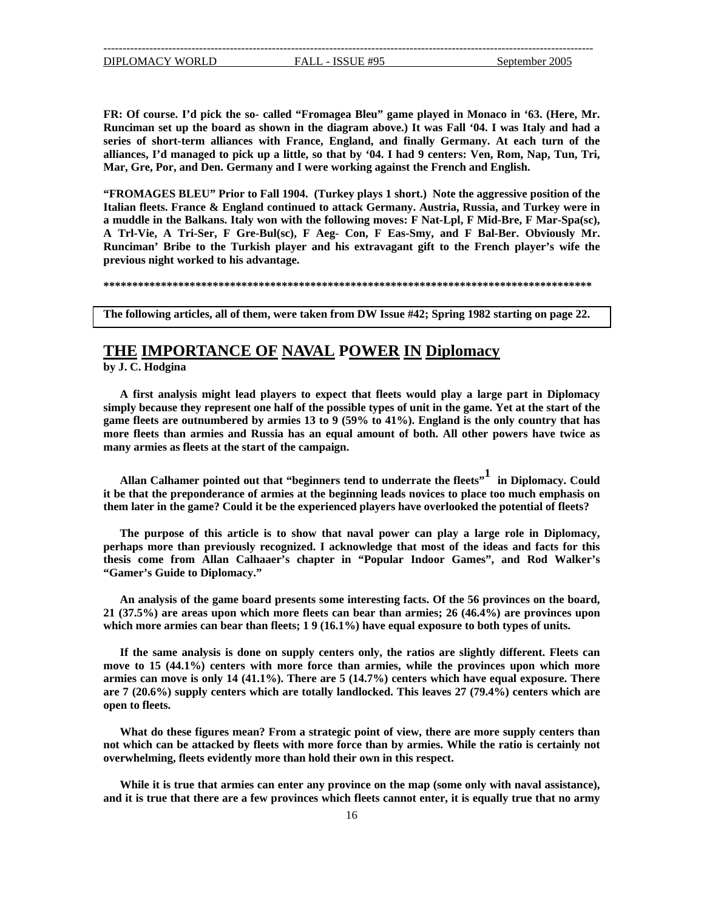**FR: Of course. I'd pick the so- called "Fromagea Bleu" game played in Monaco in '63. (Here, Mr. Runciman set up the board as shown in the diagram above.) It was Fall '04. I was Italy and had a series of short-term alliances with France, England, and finally Germany. At each turn of the alliances, I'd managed to pick up a little, so that by '04. I had 9 centers: Ven, Rom, Nap, Tun, Tri, Mar, Gre, Por, and Den. Germany and I were working against the French and English.**

**"FROMAGES BLEU" Prior to Fall 1904. (Turkey plays 1 short.) Note the aggressive position of the Italian fleets. France & England continued to attack Germany. Austria, Russia, and Turkey were in a muddle in the Balkans. Italy won with the following moves: F Nat-Lpl, F Mid-Bre, F Mar-Spa(sc), A Trl-Vie, A Tri-Ser, F Gre-Bul(sc), F Aeg- Con, F Eas-Smy, and F Bal-Ber. Obviously Mr. Runciman' Bribe to the Turkish player and his extravagant gift to the French player's wife the previous night worked to his advantage.**

**\*\*\*\*\*\*\*\*\*\*\*\*\*\*\*\*\*\*\*\*\*\*\*\*\*\*\*\*\*\*\*\*\*\*\*\*\*\*\*\*\*\*\*\*\*\*\*\*\*\*\*\*\*\*\*\*\*\*\*\*\*\*\*\*\*\*\*\*\*\*\*\*\*\*\*\*\*\*\*\*\*\*\*\*\*\*\*\*\*\*\***

**The following articles, all of them, were taken from DW Issue #42; Spring 1982 starting on page 22.**

## THE IMPORTANCE OF NAVAL POWER IN Diplomacy

**by J. C. Hodgina**

**A first analysis might lead players to expect that fleets would play a large part in Diplomacy simply because they represent one half of the possible types of unit in the game. Yet at the start of the game fleets are outnumbered by armies 13 to 9 (59% to 41%). England is the only country that has more fleets than armies and Russia has an equal amount of both. All other powers have twice as many armies as fleets at the start of the campaign.**

**Allan Calhamer pointed out that "beginners tend to underrate the fleets"[1] in Diplomacy. Could it be that the preponderance of armies at the beginning leads novices to place too much emphasis on them later in the game? Could it be the experienced players have overlooked the potential of fleets?**

**The purpose of this article is to show that naval power can play a large role in Diplomacy, perhaps more than previously recognized. I acknowledge that most of the ideas and facts for this thesis come from Allan Calhaaer's chapter in "Popular Indoor Games", and Rod Walker's "Gamer's Guide to Diplomacy."**

**An analysis of the game board presents some interesting facts. Of the 56 provinces on the board, 21 (37.5%) are areas upon which more fleets can bear than armies; 26 (46.4%) are provinces upon which more armies can bear than fleets; 1 9 (16.1%) have equal exposure to both types of units.**

**If the same analysis is done on supply centers only, the ratios are slightly different. Fleets can move to 15 (44.1%) centers with more force than armies, while the provinces upon which more armies can move is only 14 (41.1%). There are 5 (14.7%) centers which have equal exposure. There are 7 (20.6%) supply centers which are totally landlocked. This leaves 27 (79.4%) centers which are open to fleets.**

**What do these figures mean? From a strategic point of view, there are more supply centers than not which can be attacked by fleets with more force than by armies. While the ratio is certainly not overwhelming, fleets evidently more than hold their own in this respect.**

**While it is true that armies can enter any province on the map (some only with naval assistance), and it is true that there are a few provinces which fleets cannot enter, it is equally true that no army**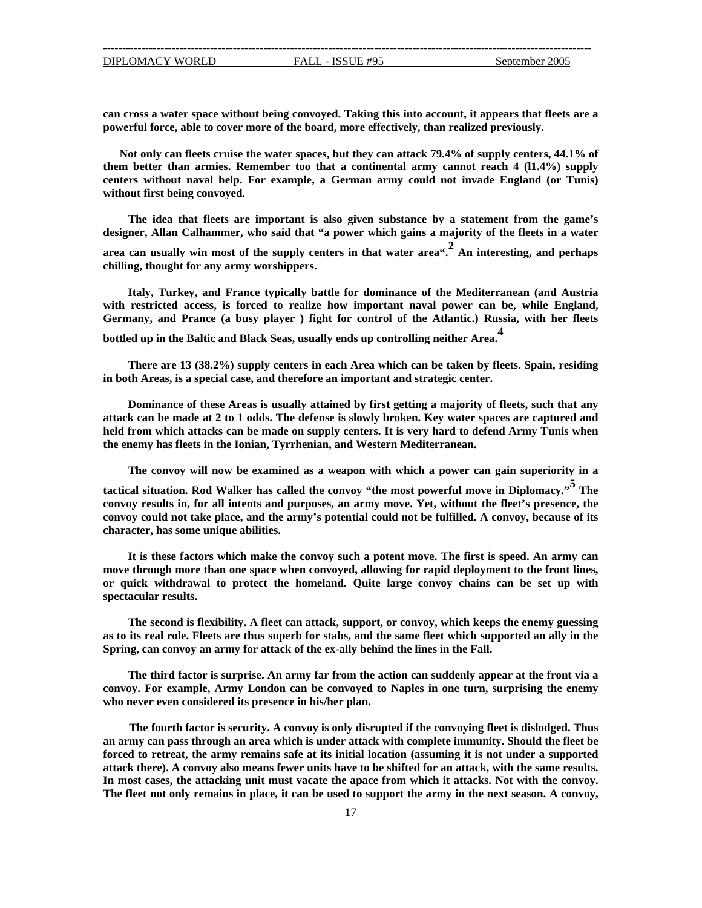**can cross a water space without being convoyed. Taking this into account, it appears that fleets are a powerful force, able to cover more of the board, more effectively, than realized previously.**

**Not only can fleets cruise the water spaces, but they can attack 79.4% of supply centers, 44.1% of them better than armies. Remember too that a continental army cannot reach 4 (l1.4%) supply centers without naval help. For example, a German army could not invade England (or Tunis) without first being convoyed.**

**The idea that fleets are important is also given substance by a statement from the game's designer, Allan Calhammer, who said that "a power which gains a majority of the fleets in a water area can usually win most of the supply centers in that water area".[2] An interesting, and perhaps chilling, thought for any army worshippers.**

**Italy, Turkey, and France typically battle for dominance of the Mediterranean (and Austria with restricted access, is forced to realize how important naval power can be, while England, Germany, and Prance (a busy player ) fight for control of the Atlantic.) Russia, with her fleets bottled up in the Baltic and Black Seas, usually ends up controlling neither Area.[4]**

**There are 13 (38.2%) supply centers in each Area which can be taken by fleets. Spain, residing in both Areas, is a special case, and therefore an important and strategic center.**

**Dominance of these Areas is usually attained by first getting a majority of fleets, such that any attack can be made at 2 to 1 odds. The defense is slowly broken. Key water spaces are captured and held from which attacks can be made on supply centers. It is very hard to defend Army Tunis when the enemy has fleets in the Ionian, Tyrrhenian, and Western Mediterranean.**

**The convoy will now be examined as a weapon with which a power can gain superiority in a tactical situation. Rod Walker has called the convoy "the most powerful move in Diplomacy."[5] The convoy results in, for all intents and purposes, an army move. Yet, without the fleet's presence, the convoy could not take place, and the army's potential could not be fulfilled. A convoy, because of its character, has some unique abilities.**

**It is these factors which make the convoy such a potent move. The first is speed. An army can move through more than one space when convoyed, allowing for rapid deployment to the front lines, or quick withdrawal to protect the homeland. Quite large convoy chains can be set up with spectacular results.**

**The second is flexibility. A fleet can attack, support, or convoy, which keeps the enemy guessing as to its real role. Fleets are thus superb for stabs, and the same fleet which supported an ally in the Spring, can convoy an army for attack of the ex-ally behind the lines in the Fall.**

**The third factor is surprise. An army far from the action can suddenly appear at the front via a convoy. For example, Army London can be convoyed to Naples in one turn, surprising the enemy who never even considered its presence in his/her plan.**

**The fourth factor is security. A convoy is only disrupted if the convoying fleet is dislodged. Thus an army can pass through an area which is under attack with complete immunity. Should the fleet be forced to retreat, the army remains safe at its initial location (assuming it is not under a supported attack there). A convoy also means fewer units have to be shifted for an attack, with the same results. In most cases, the attacking unit must vacate the apace from which it attacks. Not with the convoy. The fleet not only remains in place, it can be used to support the army in the next season. A convoy,**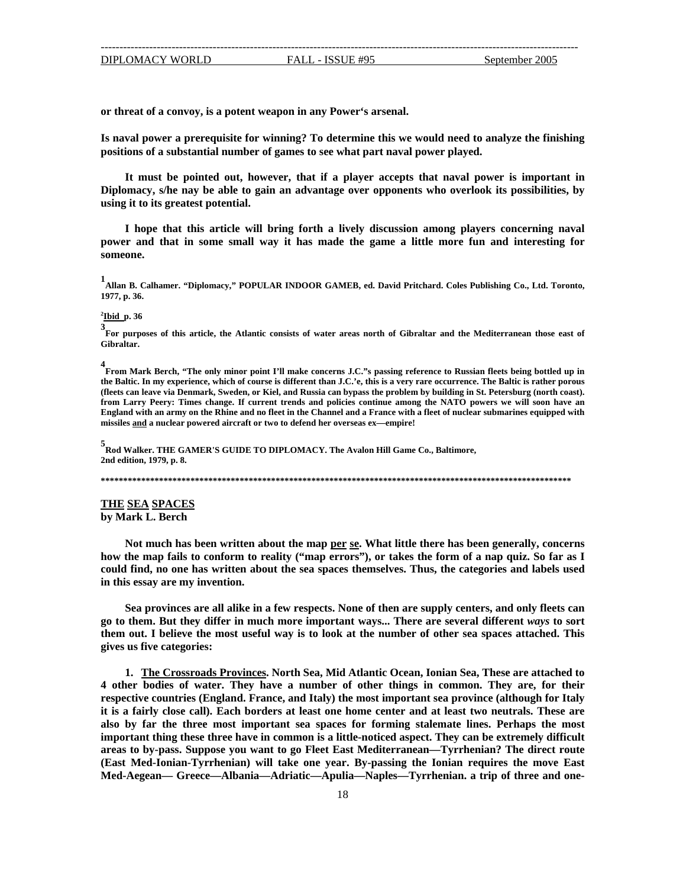**or threat of a convoy, is a potent weapon in any Power's arsenal.**

**Is naval power a prerequisite for winning? To determine this we would need to analyze the finishing positions of a substantial number of games to see what part naval power played.**

**It must be pointed out, however, that if a player accepts that naval power is important in Diplomacy, s/he nay be able to gain an advantage over opponents who overlook its possibilities, by using it to its greatest potential.**

**I hope that this article will bring forth a lively discussion among players concerning naval power and that in some small way it has made the game a little more fun and interesting for someone.**

**[1] Allan B. Calhamer. "Diplomacy," POPULAR INDOOR GAMEB, ed. David Pritchard. Coles Publishing Co., Ltd. Toronto, 1977, p. 36.**

**[2] Ibid p. 36**

**[3] For purposes of this article, the Atlantic consists of water areas north of Gibraltar and the Mediterranean those east of Gibraltar.**

**[4] From Mark Berch, "The only minor point I'll make concerns J.C."s passing reference to Russian fleets being bottled up in the Baltic. In my experience, which of course is different than J.C.'e, this is a very rare occurrence. The Baltic is rather porous (fleets can leave via Denmark, Sweden, or Kiel, and Russia can bypass the problem by building in St. Petersburg (north coast). from Larry Peery: Times change. If current trends and policies continue among the NATO powers we will soon have an England with an army on the Rhine and no fleet in the Channel and a France with a fleet of nuclear submarines equipped with missiles and a nuclear powered aircraft or two to defend her overseas ex—empire!**

**[5] Rod Walker. THE GAMER'S GUIDE TO DIPLOMACY. The Avalon Hill Game Co., Baltimore, 2nd edition, 1979, p. 8.**

**************************************************************************************************************

## THE SEA SPACES

**by Mark L. Berch**

**Not much has been written about the map per se. What little there has been generally, concerns how the map fails to conform to reality ("map errors"), or takes the form of a nap quiz. So far as I could find, no one has written about the sea spaces themselves. Thus, the categories and labels used in this essay are my invention.**

**Sea provinces are all alike in a few respects. None of then are supply centers, and only fleets can go to them. But they differ in much more important ways... There are several different *ways* to sort them out. I believe the most useful way is to look at the number of other sea spaces attached. This gives us five categories:**

**1. The Crossroads Provinces. North Sea, Mid Atlantic Ocean, Ionian Sea, These are attached to 4 other bodies of water. They have a number of other things in common. They are, for their respective countries (England. France, and Italy) the most important sea province (although for Italy it is a fairly close call). Each borders at least one home center and at least two neutrals. These are also by far the three most important sea spaces for forming stalemate lines. Perhaps the most important thing these three have in common is a little-noticed aspect. They can be extremely difficult areas to by-pass. Suppose you want to go Fleet East Mediterranean—Tyrrhenian? The direct route (East Med-Ionian-Tyrrhenian) will take one year. By-passing the Ionian requires the move East Med-Aegean— Greece—Albania—Adriatic—Apulia—Naples—Tyrrhenian. a trip of three and one-**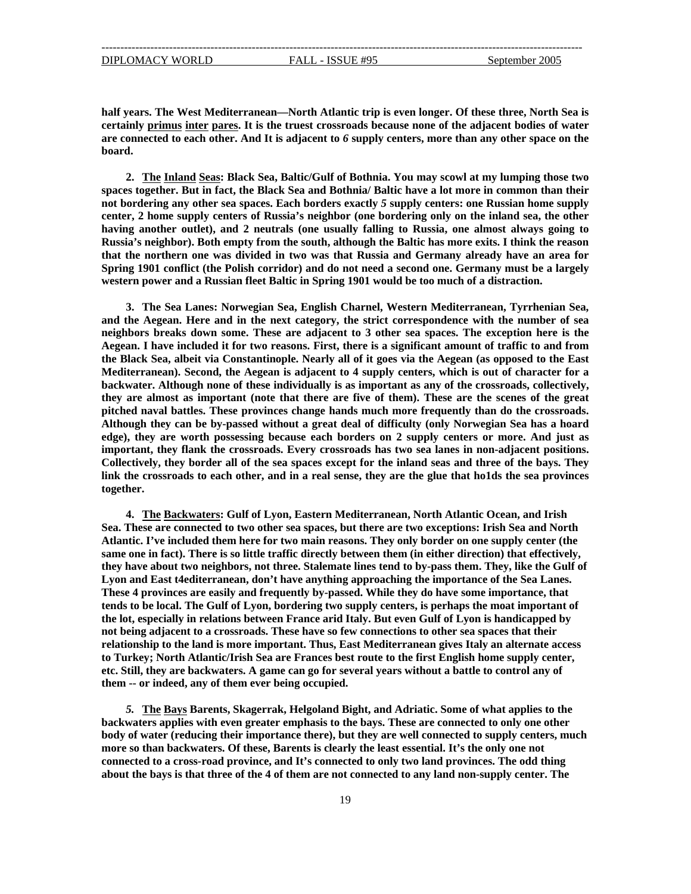**half years. The West Mediterranean—North Atlantic trip is even longer. Of these three, North Sea is certainly <u>primus</u> <u>inter</u> <u>pares</u>. It is the truest crossroads because none of the adjacent bodies of water are connected to each other. And It is adjacent to *6* supply centers, more than any other space on the board.**

**2. <u>The</u> <u>Inland</u> <u>Seas</u>: Black Sea, Baltic/Gulf of Bothnia. You may scowl at my lumping those two spaces together. But in fact, the Black Sea and Bothnia/ Baltic have a lot more in common than their not bordering any other sea spaces. Each borders exactly *5* supply centers: one Russian home supply center, 2 home supply centers of Russia's neighbor (one bordering only on the inland sea, the other having another outlet), and 2 neutrals (one usually falling to Russia, one almost always going to Russia's neighbor). Both empty from the south, although the Baltic has more exits. I think the reason that the northern one was divided in two was that Russia and Germany already have an area for Spring 1901 conflict (the Polish corridor) and do not need a second one. Germany must be a largely western power and a Russian fleet Baltic in Spring 1901 would be too much of a distraction.**

**3. The Sea Lanes: Norwegian Sea, English Charnel, Western Mediterranean, Tyrrhenian Sea, and the Aegean. Here and in the next category, the strict correspondence with the number of sea neighbors breaks down some. These are adjacent to 3 other sea spaces. The exception here is the Aegean. I have included it for two reasons. First, there is a significant amount of traffic to and from the Black Sea, albeit via Constantinople. Nearly all of it goes via the Aegean (as opposed to the East Mediterranean). Second, the Aegean is adjacent to 4 supply centers, which is out of character for a backwater. Although none of these individually is as important as any of the crossroads, collectively, they are almost as important (note that there are five of them). These are the scenes of the great pitched naval battles. These provinces change hands much more frequently than do the crossroads. Although they can be by-passed without a great deal of difficulty (only Norwegian Sea has a hoard edge), they are worth possessing because each borders on 2 supply centers or more. And just as important, they flank the crossroads. Every crossroads has two sea lanes in non-adjacent positions. Collectively, they border all of the sea spaces except for the inland seas and three of the bays. They link the crossroads to each other, and in a real sense, they are the glue that ho1ds the sea provinces together.**

**4. <u>The</u> <u>Backwaters</u>: Gulf of Lyon, Eastern Mediterranean, North Atlantic Ocean, and Irish Sea. These are connected to two other sea spaces, but there are two exceptions: Irish Sea and North Atlantic. I've included them here for two main reasons. They only border on one supply center (the same one in fact). There is so little traffic directly between them (in either direction) that effectively, they have about two neighbors, not three. Stalemate lines tend to by-pass them. They, like the Gulf of Lyon and East t4editerranean, don't have anything approaching the importance of the Sea Lanes. These 4 provinces are easily and frequently by-passed. While they do have some importance, that tends to be local. The Gulf of Lyon, bordering two supply centers, is perhaps the moat important of the lot, especially in relations between France arid Italy. But even Gulf of Lyon is handicapped by not being adjacent to a crossroads. These have so few connections to other sea spaces that their relationship to the land is more important. Thus, East Mediterranean gives Italy an alternate access to Turkey; North Atlantic/Irish Sea are Frances best route to the first English home supply center, etc. Still, they are backwaters. A game can go for several years without a battle to control any of them -- or indeed, any of them ever being occupied.**

***5.* <u>The</u> <u>Bays</u> Barents, Skagerrak, Helgoland Bight, and Adriatic. Some of what applies to the backwaters applies with even greater emphasis to the bays. These are connected to only one other body of water (reducing their importance there), but they are well connected to supply centers, much more so than backwaters. Of these, Barents is clearly the least essential. It's the only one not connected to a cross-road province, and It's connected to only two land provinces. The odd thing about the bays is that three of the 4 of them are not connected to any land non-supply center. The**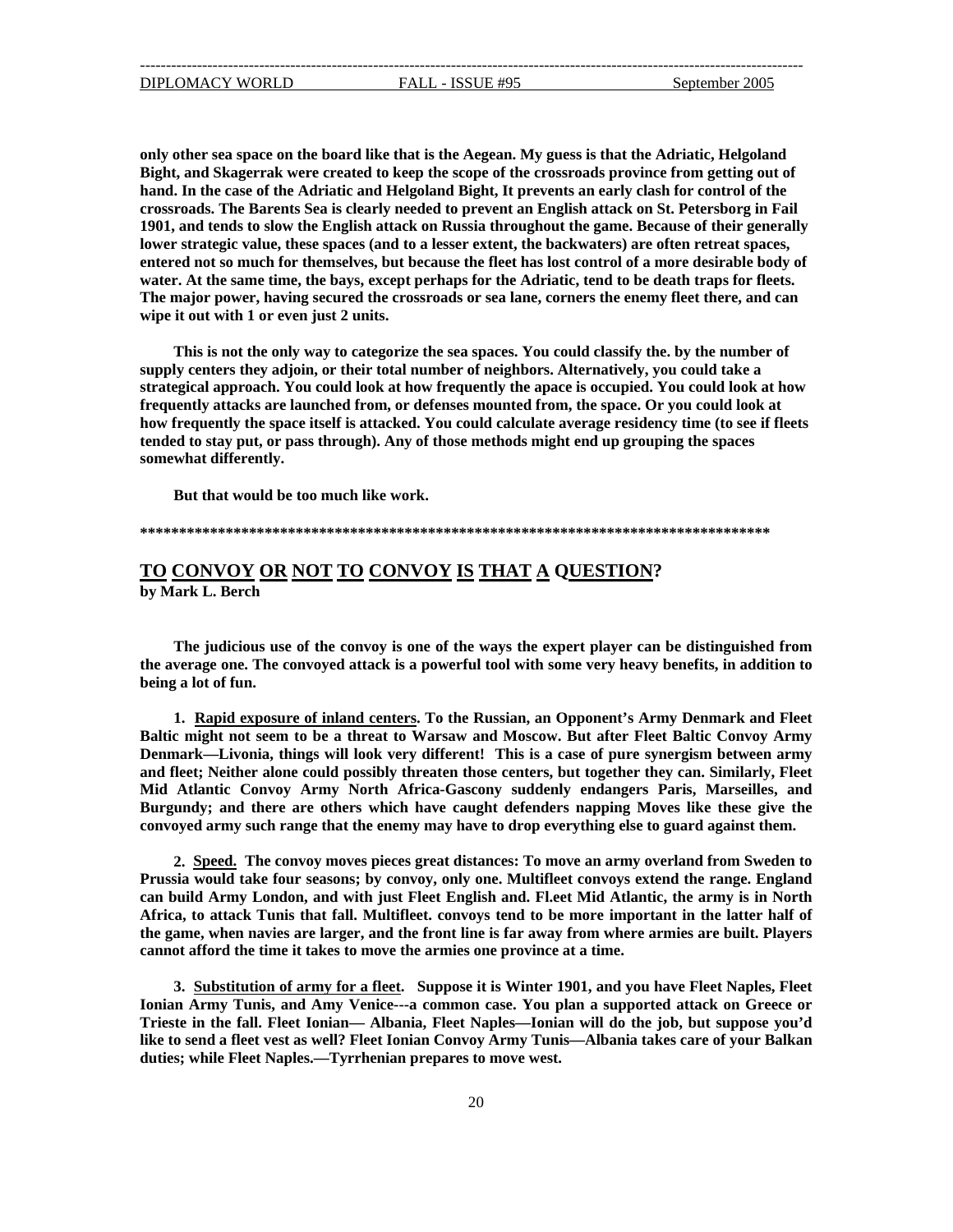**only other sea space on the board like that is the Aegean. My guess is that the Adriatic, Helgoland Bight, and Skagerrak were created to keep the scope of the crossroads province from getting out of hand. In the case of the Adriatic and Helgoland Bight, It prevents an early clash for control of the crossroads. The Barents Sea is clearly needed to prevent an English attack on St. Petersborg in Fail 1901, and tends to slow the English attack on Russia throughout the game. Because of their generally lower strategic value, these spaces (and to a lesser extent, the backwaters) are often retreat spaces, entered not so much for themselves, but because the fleet has lost control of a more desirable body of water. At the same time, the bays, except perhaps for the Adriatic, tend to be death traps for fleets. The major power, having secured the crossroads or sea lane, corners the enemy fleet there, and can wipe it out with 1 or even just 2 units.**

**This is not the only way to categorize the sea spaces. You could classify the. by the number of supply centers they adjoin, or their total number of neighbors. Alternatively, you could take a strategical approach. You could look at how frequently the apace is occupied. You could look at how frequently attacks are launched from, or defenses mounted from, the space. Or you could look at how frequently the space itself is attacked. You could calculate average residency time (to see if fleets tended to stay put, or pass through). Any of those methods might end up grouping the spaces somewhat differently.**

**But that would be too much like work.**

**************************************************************************************

## TO CONVOY OR NOT TO CONVOY IS THAT A QUESTION?

**by Mark L. Berch**

**The judicious use of the convoy is one of the ways the expert player can be distinguished from the average one. The convoyed attack is a powerful tool with some very heavy benefits, in addition to being a lot of fun.**

**1. Rapid exposure of inland centers. To the Russian, an Opponent's Army Denmark and Fleet Baltic might not seem to be a threat to Warsaw and Moscow. But after Fleet Baltic Convoy Army Denmark—Livonia, things will look very different! This is a case of pure synergism between army and fleet; Neither alone could possibly threaten those centers, but together they can. Similarly, Fleet Mid Atlantic Convoy Army North Africa-Gascony suddenly endangers Paris, Marseilles, and Burgundy; and there are others which have caught defenders napping Moves like these give the convoyed army such range that the enemy may have to drop everything else to guard against them.**

**2. Speed. The convoy moves pieces great distances: To move an army overland from Sweden to Prussia would take four seasons; by convoy, only one. Multifleet convoys extend the range. England can build Army London, and with just Fleet English and. Fl.eet Mid Atlantic, the army is in North Africa, to attack Tunis that fall. Multifleet. convoys tend to be more important in the latter half of the game, when navies are larger, and the front line is far away from where armies are built. Players cannot afford the time it takes to move the armies one province at a time.**

**3. Substitution of army for a fleet. Suppose it is Winter 1901, and you have Fleet Naples, Fleet Ionian Army Tunis, and Amy Venice---a common case. You plan a supported attack on Greece or Trieste in the fall. Fleet Ionian— Albania, Fleet Naples—Ionian will do the job, but suppose you'd like to send a fleet vest as well? Fleet Ionian Convoy Army Tunis—Albania takes care of your Balkan duties; while Fleet Naples.—Tyrrhenian prepares to move west.**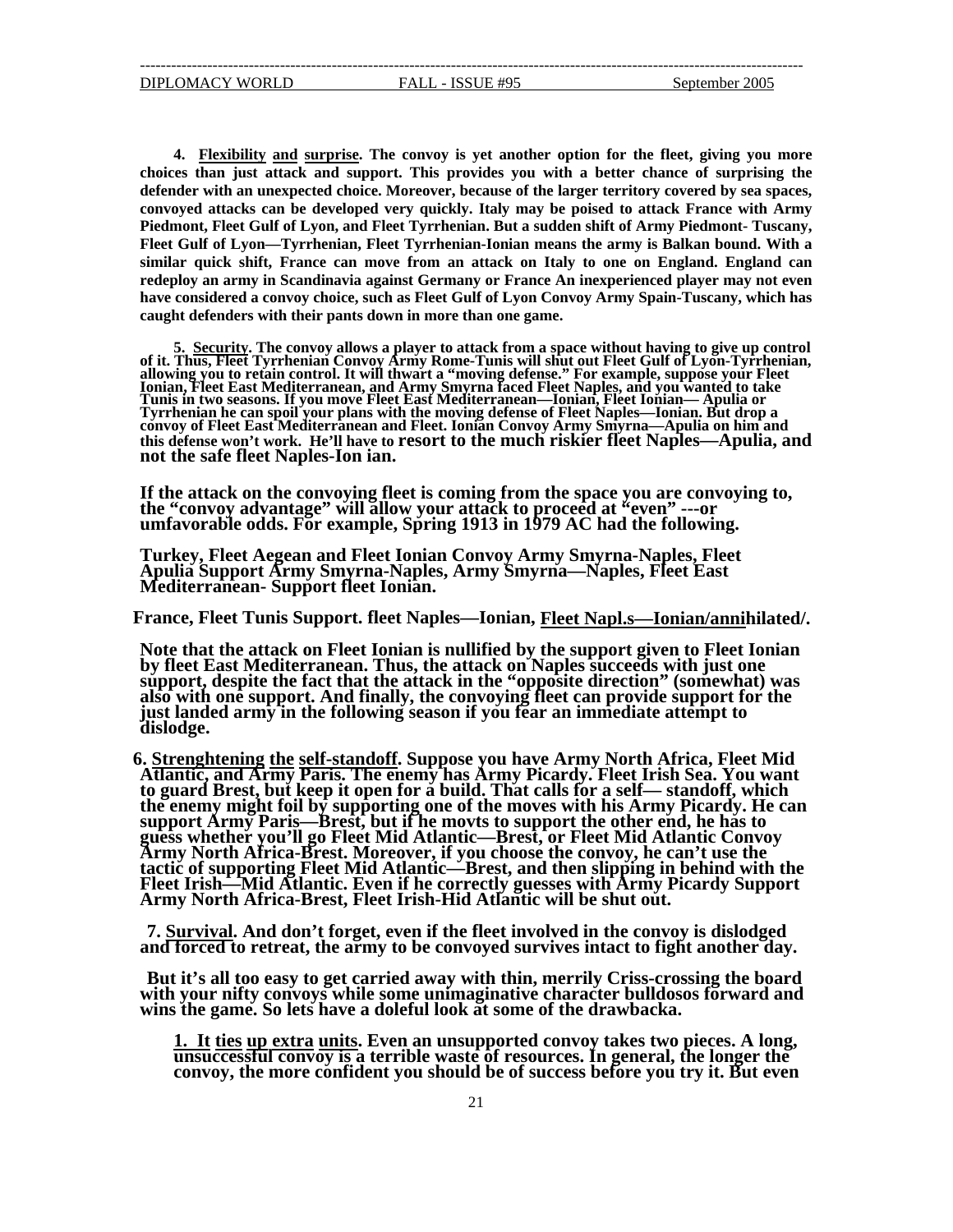**4. Flexibility and surprise. The convoy is yet another option for the fleet, giving you more choices than just attack and support. This provides you with a better chance of surprising the defender with an unexpected choice. Moreover, because of the larger territory covered by sea spaces, convoyed attacks can be developed very quickly. Italy may be poised to attack France with Army Piedmont, Fleet Gulf of Lyon, and Fleet Tyrrhenian. But a sudden shift of Army Piedmont- Tuscany, Fleet Gulf of Lyon—Tyrrhenian, Fleet Tyrrhenian-Ionian means the army is Balkan bound. With a similar quick shift, France can move from an attack on Italy to one on England. England can redeploy an army in Scandinavia against Germany or France An inexperienced player may not even have considered a convoy choice, such as Fleet Gulf of Lyon Convoy Army Spain-Tuscany, which has caught defenders with their pants down in more than one game.**

**5. Security. The convoy allows a player to attack from a space without having to give up control of it. Thus, Fleet Tyrrhenian Convoy Army Rome-Tunis will shut out Fleet Gulf of Lyon-Tyrrhenian, allowing you to retain control. It will thwart a "moving defense." For example, suppose your Fleet Ionian, Fleet East Mediterranean, and Army Smyrna faced Fleet Naples, and you wanted to take Tunis in two seasons. If you move Fleet East Mediterranean—Ionian, Fleet Ionian— Apulia or Tyrrhenian he can spoil your plans with the moving defense of Fleet Naples—Ionian. But drop a convoy of Fleet East Mediterranean and Fleet. Ionian Convoy Army Smyrna—Apulia on him and this defense won't work. He'll have to resort to the much riskier fleet Naples—Apulia, and not the safe fleet Naples-Ion ian.**

**If the attack on the convoying fleet is coming from the space you are convoying to, the "convoy advantage" will allow your attack to proceed at "even" ---or umfavorable odds. For example, Spring 1913 in 1979 AC had the following.**

**Turkey, Fleet Aegean and Fleet Ionian Convoy Army Smyrna-Naples, Fleet Apulia Support Army Smyrna-Naples, Army Smyrna—Naples, Fleet East Mediterranean- Support fleet Ionian.**

**France, Fleet Tunis Support. fleet Naples—Ionian, Fleet Napl.s—Ionian/annihilated/.**

**Note that the attack on Fleet Ionian is nullified by the support given to Fleet Ionian by fleet East Mediterranean. Thus, the attack on Naples succeeds with just one support, despite the fact that the attack in the "opposite direction" (somewhat) was also with one support. And finally, the convoying fleet can provide support for the just landed army in the following season if you fear an immediate attempt to dislodge.**

**6. Strenghtening the self-standoff. Suppose you have Army North Africa, Fleet Mid Atlantic, and Army Paris. The enemy has Army Picardy. Fleet Irish Sea. You want to guard Brest, but keep it open for a build. That calls for a self— standoff, which the enemy might foil by supporting one of the moves with his Army Picardy. He can support Army Paris—Brest, but if he movts to support the other end, he has to guess whether you'll go Fleet Mid Atlantic—Brest, or Fleet Mid Atlantic Convoy Army North Africa-Brest. Moreover, if you choose the convoy, he can't use the tactic of supporting Fleet Mid Atlantic—Brest, and then slipping in behind with the Fleet Irish—Mid Atlantic. Even if he correctly guesses with Army Picardy Support Army North Africa-Brest, Fleet Irish-Hid Atlantic will be shut out.**

**7. Survival. And don't forget, even if the fleet involved in the convoy is dislodged and forced to retreat, the army to be convoyed survives intact to fight another day.**

**But it's all too easy to get carried away with thin, merrily Criss-crossing the board with your nifty convoys while some unimaginative character bulldosos forward and wins the game. So lets have a doleful look at some of the drawbacka.**

**1. It ties up extra units. Even an unsupported convoy takes two pieces. A long, unsuccessful convoy is a terrible waste of resources. In general, the longer the convoy, the more confident you should be of success before you try it. But even**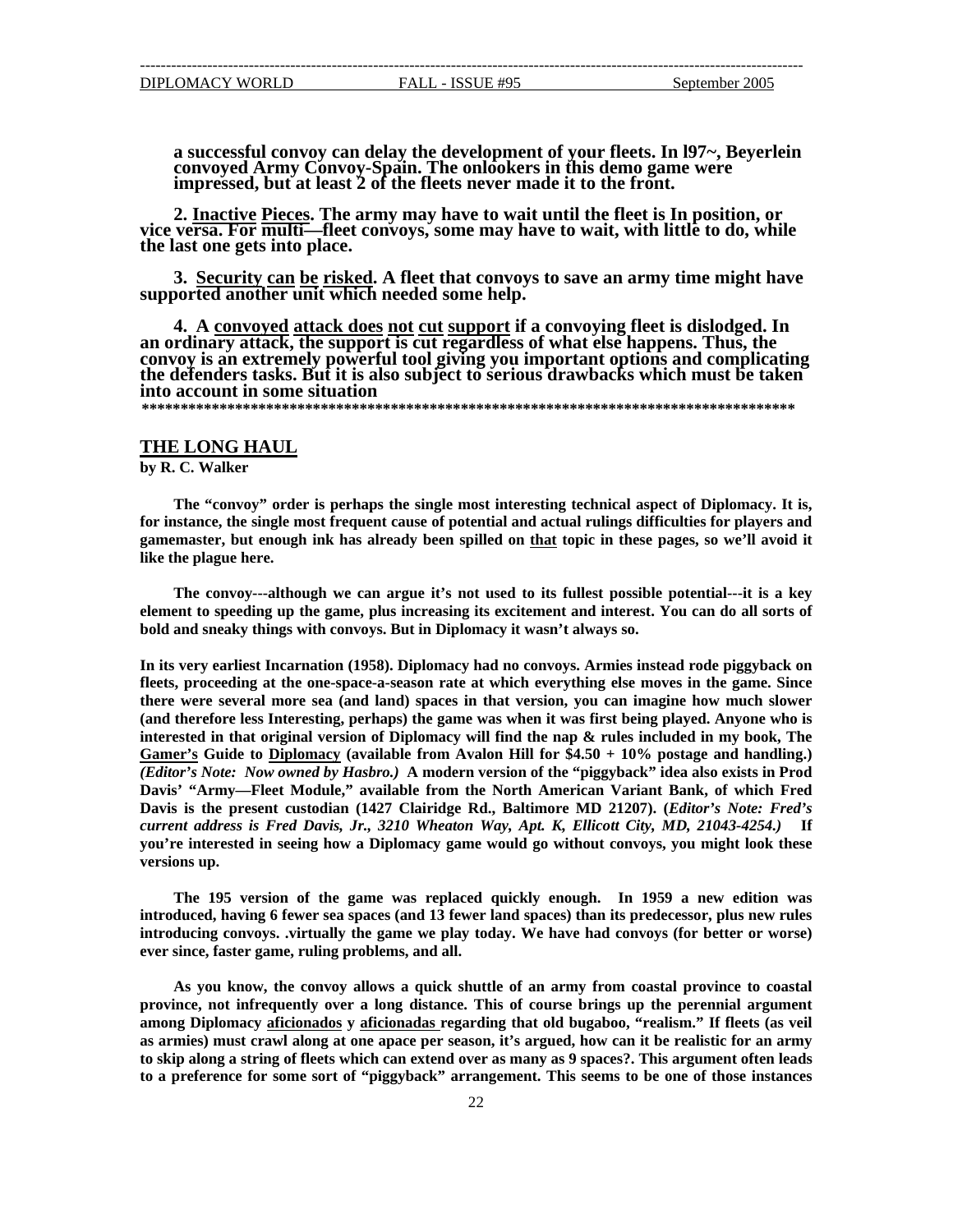**a successful convoy can delay the development of your fleets. In l97~, Beyerlein convoyed Army Convoy-Spain. The onlookers in this demo game were impressed, but at least 2 of the fleets never made it to the front.**

**2. <u>Inactive</u> <u>Pieces</u>. The army may have to wait until the fleet is In position, or vice versa. For <u>multi</u>—fleet convoys, some may have to wait, with little to do, while the last one gets into place.**

**3. <u>Security</u> <u>can</u> <u>be</u> <u>risked</u>. A fleet that convoys to save an army time might have supported another unit which needed some help.**

**4. A <u>convoyed</u> <u>attack</u> <u>does</u> <u>not</u> <u>cut</u> <u>support</u> if a convoying fleet is dislodged. In an ordinary attack, the support is cut regardless of what else happens. Thus, the convoy is an extremely powerful tool giving you important options and complicating the defenders tasks. But it is also subject to serious drawbacks which must be taken into account in some situation**

**************************************************************************************

## THE LONG HAUL

**by R. C. Walker**

**The "convoy" order is perhaps the single most interesting technical aspect of Diplomacy. It is, for instance, the single most frequent cause of potential and actual rulings difficulties for players and gamemaster, but enough ink has already been spilled on <u>that</u> topic in these pages, so we'll avoid it like the plague here.**

**The convoy---although we can argue it's not used to its fullest possible potential---it is a key element to speeding up the game, plus increasing its excitement and interest. You can do all sorts of bold and sneaky things with convoys. But in Diplomacy it wasn't always so.**

**In its very earliest Incarnation (1958). Diplomacy had no convoys. Armies instead rode piggyback on fleets, proceeding at the one-space-a-season rate at which everything else moves in the game. Since there were several more sea (and land) spaces in that version, you can imagine how much slower (and therefore less Interesting, perhaps) the game was when it was first being played. Anyone who is interested in that original version of Diplomacy will find the nap & rules included in my book, The <u>Gamer's</u> Guide to <u>Diplomacy</u> (available from Avalon Hill for $4.50 + 10% postage and handling.)** ***(Editor's Note: Now owned by Hasbro.)*** **A modern version of the "piggyback" idea also exists in Prod Davis' "Army—Fleet Module," available from the North American Variant Bank, of which Fred Davis is the present custodian (1427 Clairidge Rd., Baltimore MD 21207). (*Editor's Note: Fred's current address is Fred Davis, Jr., 3210 Wheaton Way, Apt. K, Ellicott City, MD, 21043-4254.)* If you're interested in seeing how a Diplomacy game would go without convoys, you might look these versions up.**

**The 195 version of the game was replaced quickly enough. In 1959 a new edition was introduced, having 6 fewer sea spaces (and 13 fewer land spaces) than its predecessor, plus new rules introducing convoys. .virtually the game we play today. We have had convoys (for better or worse) ever since, faster game, ruling problems, and all.**

**As you know, the convoy allows a quick shuttle of an army from coastal province to coastal province, not infrequently over a long distance. This of course brings up the perennial argument among Diplomacy <u>aficionados</u> y <u>aficionadas</u> regarding that old bugaboo, "realism." If fleets (as veil as armies) must crawl along at one apace per season, it's argued, how can it be realistic for an army to skip along a string of fleets which can extend over as many as 9 spaces?. This argument often leads to a preference for some sort of "piggyback" arrangement. This seems to be one of those instances**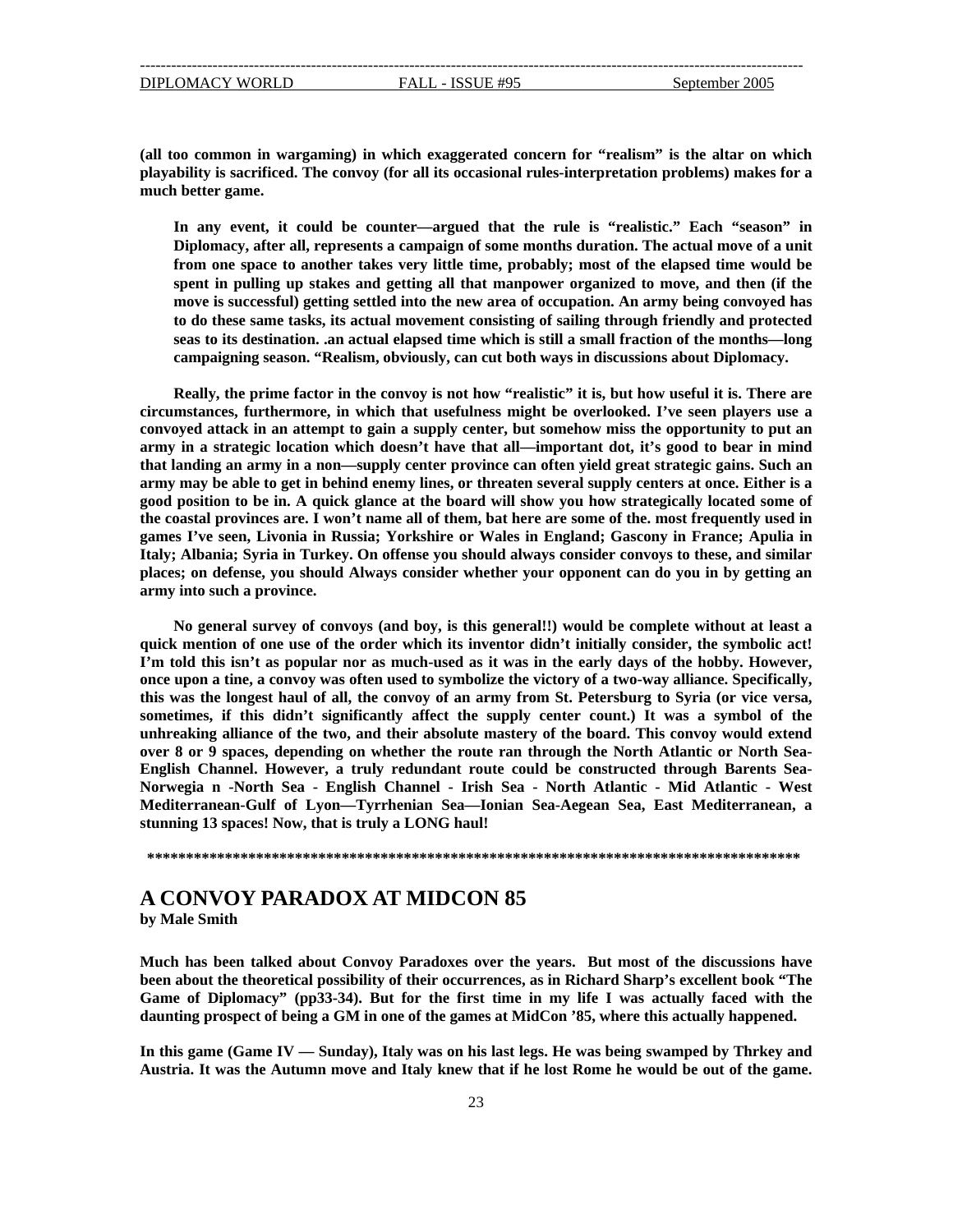**(all too common in wargaming) in which exaggerated concern for "realism" is the altar on which playability is sacrificed. The convoy (for all its occasional rules-interpretation problems) makes for a much better game.**

> **In any event, it could be counter—argued that the rule is "realistic." Each "season" in Diplomacy, after all, represents a campaign of some months duration. The actual move of a unit from one space to another takes very little time, probably; most of the elapsed time would be spent in pulling up stakes and getting all that manpower organized to move, and then (if the move is successful) getting settled into the new area of occupation. An army being convoyed has to do these same tasks, its actual movement consisting of sailing through friendly and protected seas to its destination. .an actual elapsed time which is still a small fraction of the months—long campaigning season. "Realism, obviously, can cut both ways in discussions about Diplomacy.**

**Really, the prime factor in the convoy is not how "realistic" it is, but how useful it is. There are circumstances, furthermore, in which that usefulness might be overlooked. I've seen players use a convoyed attack in an attempt to gain a supply center, but somehow miss the opportunity to put an army in a strategic location which doesn't have that all—important dot, it's good to bear in mind that landing an army in a non—supply center province can often yield great strategic gains. Such an army may be able to get in behind enemy lines, or threaten several supply centers at once. Either is a good position to be in. A quick glance at the board will show you how strategically located some of the coastal provinces are. I won't name all of them, bat here are some of the. most frequently used in games I've seen, Livonia in Russia; Yorkshire or Wales in England; Gascony in France; Apulia in Italy; Albania; Syria in Turkey. On offense you should always consider convoys to these, and similar places; on defense, you should Always consider whether your opponent can do you in by getting an army into such a province.**

**No general survey of convoys (and boy, is this general!!) would be complete without at least a quick mention of one use of the order which its inventor didn't initially consider, the symbolic act! I'm told this isn't as popular nor as much-used as it was in the early days of the hobby. However, once upon a tine, a convoy was often used to symbolize the victory of a two-way alliance. Specifically, this was the longest haul of all, the convoy of an army from St. Petersburg to Syria (or vice versa, sometimes, if this didn't significantly affect the supply center count.) It was a symbol of the unhreaking alliance of the two, and their absolute mastery of the board. This convoy would extend over 8 or 9 spaces, depending on whether the route ran through the North Atlantic or North Sea-English Channel. However, a truly redundant route could be constructed through Barents Sea-Norwegia n -North Sea - English Channel - Irish Sea - North Atlantic - Mid Atlantic - West Mediterranean-Gulf of Lyon—Tyrrhenian Sea—Ionian Sea-Aegean Sea, East Mediterranean, a stunning 13 spaces! Now, that is truly a LONG haul!**

**\*\*\*\*\*\*\*\*\*\*\*\*\*\*\*\*\*\*\*\*\*\*\*\*\*\*\*\*\*\*\*\*\*\*\*\*\*\*\*\*\*\*\*\*\*\*\*\*\*\*\*\*\*\*\*\*\*\*\*\*\*\*\*\*\*\*\*\*\*\*\*\*\*\*\*\*\*\*\*\*\*\*\*\*\*\*\*\*\*\***

## A CONVOY PARADOX AT MIDCON 85

**by Male Smith**

**Much has been talked about Convoy Paradoxes over the years. But most of the discussions have been about the theoretical possibility of their occurrences, as in Richard Sharp's excellent book "The Game of Diplomacy" (pp33-34). But for the first time in my life I was actually faced with the daunting prospect of being a GM in one of the games at MidCon '85, where this actually happened.**

**In this game (Game IV — Sunday), Italy was on his last legs. He was being swamped by Thrkey and Austria. It was the Autumn move and Italy knew that if he lost Rome he would be out of the game.**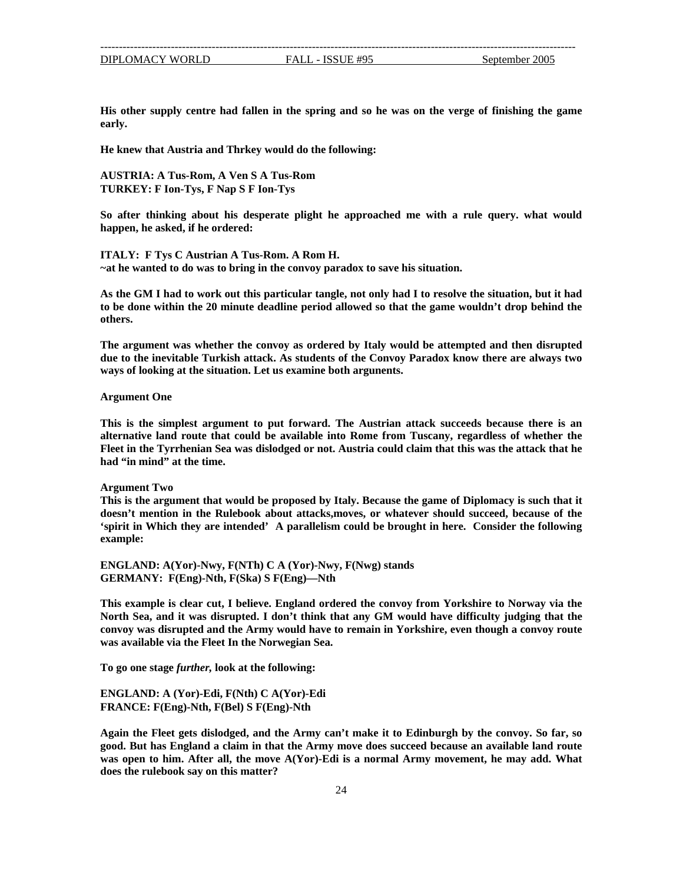**His other supply centre had fallen in the spring and so he was on the verge of finishing the game early.**

**He knew that Austria and Thrkey would do the following:**

**AUSTRIA: A Tus-Rom, A Ven S A Tus-Rom**
**TURKEY: F Ion-Tys, F Nap S F Ion-Tys**

**So after thinking about his desperate plight he approached me with a rule query. what would happen, he asked, if he ordered:**

**ITALY: F Tys C Austrian A Tus-Rom. A Rom H.**
**~at he wanted to do was to bring in the convoy paradox to save his situation.**

**As the GM I had to work out this particular tangle, not only had I to resolve the situation, but it had to be done within the 20 minute deadline period allowed so that the game wouldn't drop behind the others.**

**The argument was whether the convoy as ordered by Italy would be attempted and then disrupted due to the inevitable Turkish attack. As students of the Convoy Paradox know there are always two ways of looking at the situation. Let us examine both argunents.**

**Argument One**

**This is the simplest argument to put forward. The Austrian attack succeeds because there is an alternative land route that could be available into Rome from Tuscany, regardless of whether the Fleet in the Tyrrhenian Sea was dislodged or not. Austria could claim that this was the attack that he had "in mind" at the time.**

**Argument Two**
**This is the argument that would be proposed by Italy. Because the game of Diplomacy is such that it doesn't mention in the Rulebook about attacks,moves, or whatever should succeed, because of the 'spirit in Which they are intended' A parallelism could be brought in here. Consider the following example:**

**ENGLAND: A(Yor)-Nwy, F(NTh) C A (Yor)-Nwy, F(Nwg) stands**
**GERMANY: F(Eng)-Nth, F(Ska) S F(Eng)—Nth**

**This example is clear cut, I believe. England ordered the convoy from Yorkshire to Norway via the North Sea, and it was disrupted. I don't think that any GM would have difficulty judging that the convoy was disrupted and the Army would have to remain in Yorkshire, even though a convoy route was available via the Fleet In the Norwegian Sea.**

**To go one stage *further,* look at the following:**

**ENGLAND: A (Yor)-Edi, F(Nth) C A(Yor)-Edi**
**FRANCE: F(Eng)-Nth, F(Bel) S F(Eng)-Nth**

**Again the Fleet gets dislodged, and the Army can't make it to Edinburgh by the convoy. So far, so good. But has England a claim in that the Army move does succeed because an available land route was open to him. After all, the move A(Yor)-Edi is a normal Army movement, he may add. What does the rulebook say on this matter?**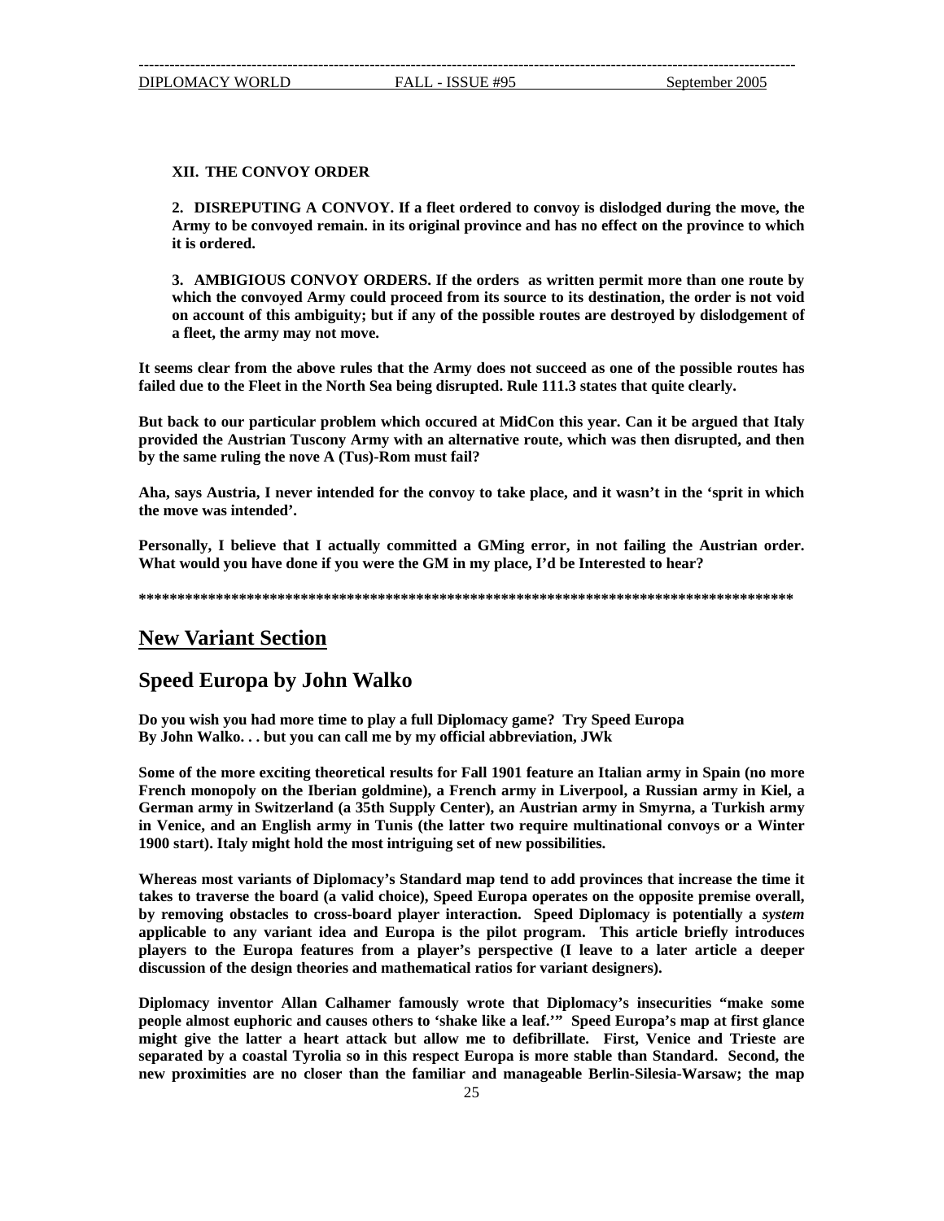**XII. THE CONVOY ORDER**

**2. DISREPUTING A CONVOY. If a fleet ordered to convoy is dislodged during the move, the Army to be convoyed remain. in its original province and has no effect on the province to which it is ordered.**

**3. AMBIGIOUS CONVOY ORDERS. If the orders as written permit more than one route by which the convoyed Army could proceed from its source to its destination, the order is not void on account of this ambiguity; but if any of the possible routes are destroyed by dislodgement of a fleet, the army may not move.**

**It seems clear from the above rules that the Army does not succeed as one of the possible routes has failed due to the Fleet in the North Sea being disrupted. Rule 111.3 states that quite clearly.**

**But back to our particular problem which occured at MidCon this year. Can it be argued that Italy provided the Austrian Tuscony Army with an alternative route, which was then disrupted, and then by the same ruling the nove A (Tus)-Rom must fail?**

**Aha, says Austria, I never intended for the convoy to take place, and it wasn't in the 'sprit in which the move was intended'.**

**Personally, I believe that I actually committed a GMing error, in not failing the Austrian order. What would you have done if you were the GM in my place, I'd be Interested to hear?**

**************************************************************************************

## New Variant Section

## Speed Europa by John Walko

**Do you wish you had more time to play a full Diplomacy game? Try Speed Europa**
**By John Walko. . . but you can call me by my official abbreviation, JWk**

**Some of the more exciting theoretical results for Fall 1901 feature an Italian army in Spain (no more French monopoly on the Iberian goldmine), a French army in Liverpool, a Russian army in Kiel, a German army in Switzerland (a 35th Supply Center), an Austrian army in Smyrna, a Turkish army in Venice, and an English army in Tunis (the latter two require multinational convoys or a Winter 1900 start). Italy might hold the most intriguing set of new possibilities.**

**Whereas most variants of Diplomacy's Standard map tend to add provinces that increase the time it takes to traverse the board (a valid choice), Speed Europa operates on the opposite premise overall, by removing obstacles to cross-board player interaction. Speed Diplomacy is potentially a *system* applicable to any variant idea and Europa is the pilot program. This article briefly introduces players to the Europa features from a player's perspective (I leave to a later article a deeper discussion of the design theories and mathematical ratios for variant designers).**

**Diplomacy inventor Allan Calhamer famously wrote that Diplomacy's insecurities "make some people almost euphoric and causes others to 'shake like a leaf.'" Speed Europa's map at first glance might give the latter a heart attack but allow me to defibrillate. First, Venice and Trieste are separated by a coastal Tyrolia so in this respect Europa is more stable than Standard. Second, the new proximities are no closer than the familiar and manageable Berlin-Silesia-Warsaw; the map**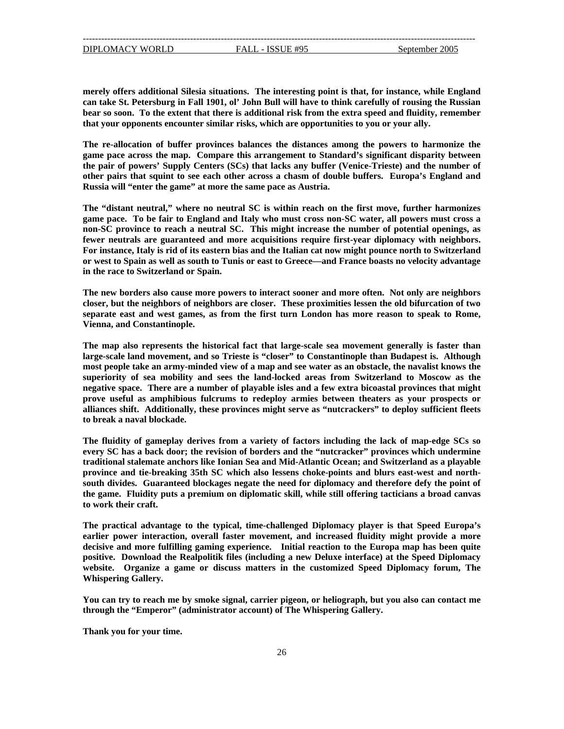**merely offers additional Silesia situations. The interesting point is that, for instance, while England can take St. Petersburg in Fall 1901, ol' John Bull will have to think carefully of rousing the Russian bear so soon. To the extent that there is additional risk from the extra speed and fluidity, remember that your opponents encounter similar risks, which are opportunities to you or your ally.**

**The re-allocation of buffer provinces balances the distances among the powers to harmonize the game pace across the map. Compare this arrangement to Standard's significant disparity between the pair of powers' Supply Centers (SCs) that lacks any buffer (Venice-Trieste) and the number of other pairs that squint to see each other across a chasm of double buffers. Europa's England and Russia will "enter the game" at more the same pace as Austria.**

**The "distant neutral," where no neutral SC is within reach on the first move, further harmonizes game pace. To be fair to England and Italy who must cross non-SC water, all powers must cross a non-SC province to reach a neutral SC. This might increase the number of potential openings, as fewer neutrals are guaranteed and more acquisitions require first-year diplomacy with neighbors. For instance, Italy is rid of its eastern bias and the Italian cat now might pounce north to Switzerland or west to Spain as well as south to Tunis or east to Greece—and France boasts no velocity advantage in the race to Switzerland or Spain.**

**The new borders also cause more powers to interact sooner and more often. Not only are neighbors closer, but the neighbors of neighbors are closer. These proximities lessen the old bifurcation of two separate east and west games, as from the first turn London has more reason to speak to Rome, Vienna, and Constantinople.**

**The map also represents the historical fact that large-scale sea movement generally is faster than large-scale land movement, and so Trieste is "closer" to Constantinople than Budapest is. Although most people take an army-minded view of a map and see water as an obstacle, the navalist knows the superiority of sea mobility and sees the land-locked areas from Switzerland to Moscow as the negative space. There are a number of playable isles and a few extra bicoastal provinces that might prove useful as amphibious fulcrums to redeploy armies between theaters as your prospects or alliances shift. Additionally, these provinces might serve as "nutcrackers" to deploy sufficient fleets to break a naval blockade.**

**The fluidity of gameplay derives from a variety of factors including the lack of map-edge SCs so every SC has a back door; the revision of borders and the "nutcracker" provinces which undermine traditional stalemate anchors like Ionian Sea and Mid-Atlantic Ocean; and Switzerland as a playable province and tie-breaking 35th SC which also lessens choke-points and blurs east-west and north-south divides. Guaranteed blockages negate the need for diplomacy and therefore defy the point of the game. Fluidity puts a premium on diplomatic skill, while still offering tacticians a broad canvas to work their craft.**

**The practical advantage to the typical, time-challenged Diplomacy player is that Speed Europa's earlier power interaction, overall faster movement, and increased fluidity might provide a more decisive and more fulfilling gaming experience. Initial reaction to the Europa map has been quite positive. Download the Realpolitik files (including a new Deluxe interface) at the Speed Diplomacy website. Organize a game or discuss matters in the customized Speed Diplomacy forum, The Whispering Gallery.**

**You can try to reach me by smoke signal, carrier pigeon, or heliograph, but you also can contact me through the "Emperor" (administrator account) of The Whispering Gallery.**

**Thank you for your time.**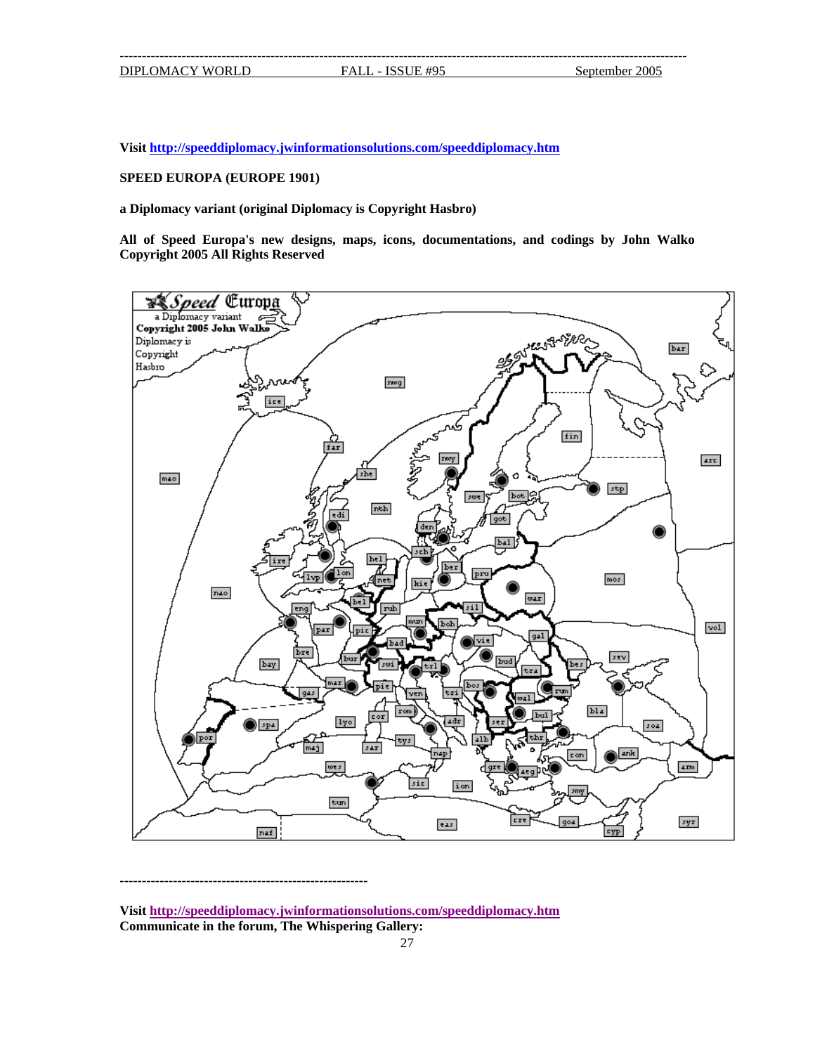**Visit http://speeddiplomacy.jwinformationsolutions.com/speeddiplomacy.htm**

**SPEED EUROPA (EUROPE 1901)**

**a Diplomacy variant (original Diplomacy is Copyright Hasbro)**

**All of Speed Europa's new designs, maps, icons, documentations, and codings by John Walko Copyright 2005 All Rights Reserved**

---

**Visit http://speeddiplomacy.jwinformationsolutions.com/speeddiplomacy.htm**
**Communicate in the forum, The Whispering Gallery:**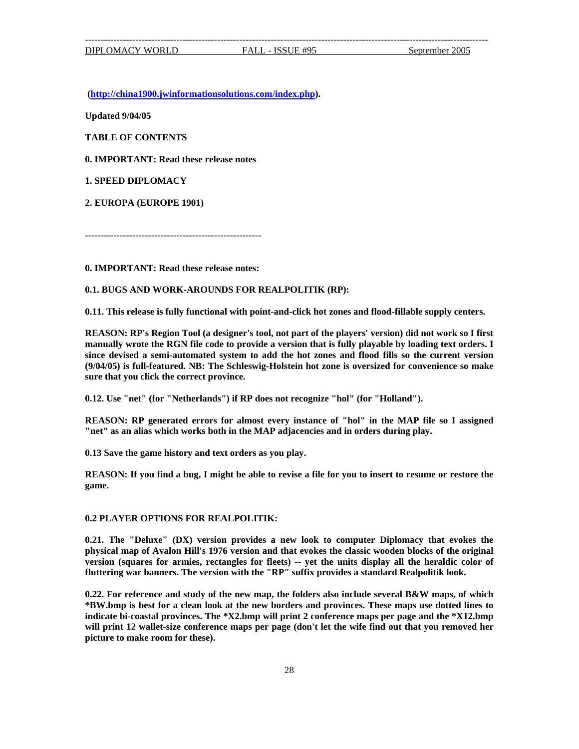**(http://china1900.jwinformationsolutions.com/index.php).**

**Updated 9/04/05**

**TABLE OF CONTENTS**

**0. IMPORTANT: Read these release notes**

**1. SPEED DIPLOMACY**

**2. EUROPA (EUROPE 1901)**

---

**0. IMPORTANT: Read these release notes:**

**0.1. BUGS AND WORK-AROUNDS FOR REALPOLITIK (RP):**

**0.11. This release is fully functional with point-and-click hot zones and flood-fillable supply centers.**

**REASON: RP's Region Tool (a designer's tool, not part of the players' version) did not work so I first manually wrote the RGN file code to provide a version that is fully playable by loading text orders. I since devised a semi-automated system to add the hot zones and flood fills so the current version (9/04/05) is full-featured. NB: The Schleswig-Holstein hot zone is oversized for convenience so make sure that you click the correct province.**

**0.12. Use "net" (for "Netherlands") if RP does not recognize "hol" (for "Holland").**

**REASON: RP generated errors for almost every instance of "hol" in the MAP file so I assigned "net" as an alias which works both in the MAP adjacencies and in orders during play.**

**0.13 Save the game history and text orders as you play.**

**REASON: If you find a bug, I might be able to revise a file for you to insert to resume or restore the game.**

**0.2 PLAYER OPTIONS FOR REALPOLITIK:**

**0.21. The "Deluxe" (DX) version provides a new look to computer Diplomacy that evokes the physical map of Avalon Hill's 1976 version and that evokes the classic wooden blocks of the original version (squares for armies, rectangles for fleets) -- yet the units display all the heraldic color of fluttering war banners. The version with the "RP" suffix provides a standard Realpolitik look.**

**0.22. For reference and study of the new map, the folders also include several B&W maps, of which *BW.bmp is best for a clean look at the new borders and provinces. These maps use dotted lines to indicate bi-coastal provinces. The *X2.bmp will print 2 conference maps per page and the *X12.bmp will print 12 wallet-size conference maps per page (don't let the wife find out that you removed her picture to make room for these).**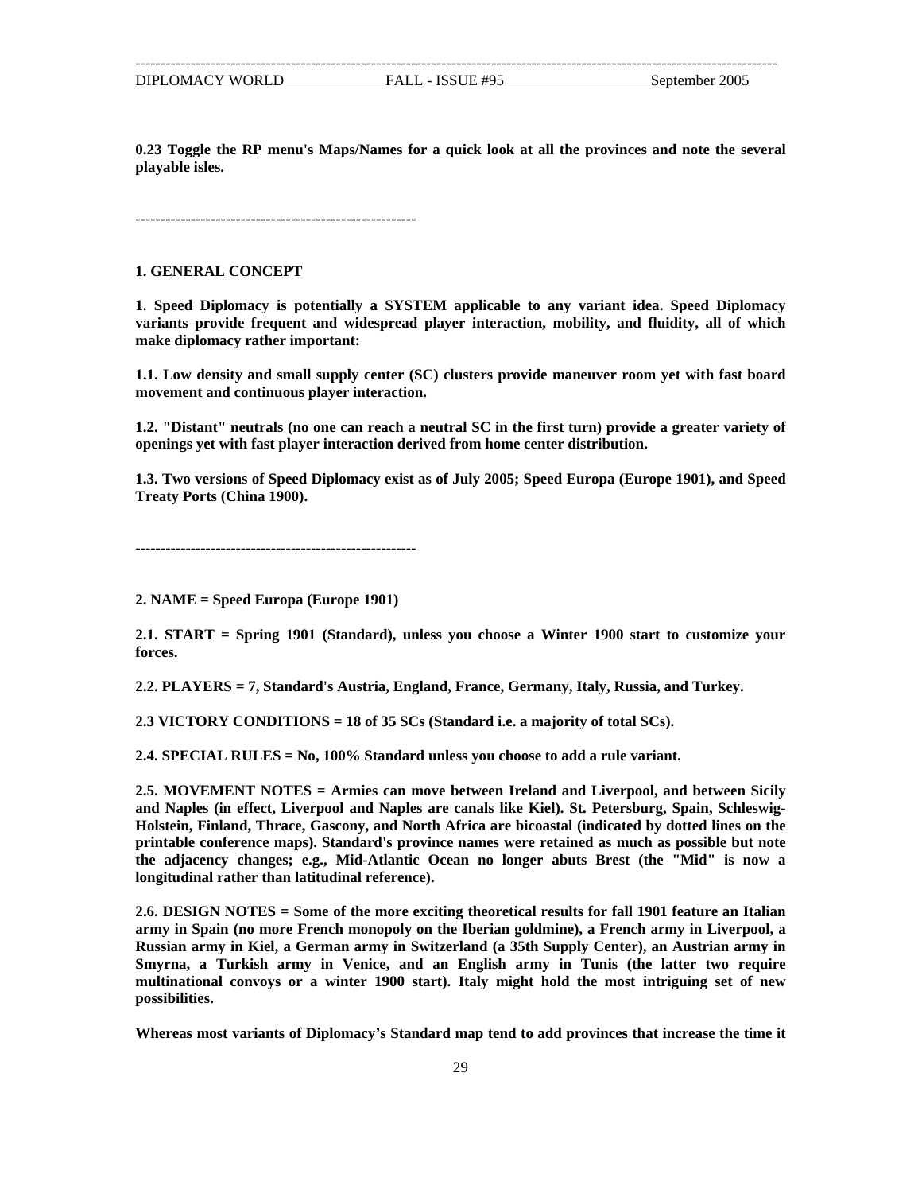**0.23 Toggle the RP menu's Maps/Names for a quick look at all the provinces and note the several playable isles.**

--------------------------------------------------------

**1. GENERAL CONCEPT**

**1. Speed Diplomacy is potentially a SYSTEM applicable to any variant idea. Speed Diplomacy variants provide frequent and widespread player interaction, mobility, and fluidity, all of which make diplomacy rather important:**

**1.1. Low density and small supply center (SC) clusters provide maneuver room yet with fast board movement and continuous player interaction.**

**1.2. "Distant" neutrals (no one can reach a neutral SC in the first turn) provide a greater variety of openings yet with fast player interaction derived from home center distribution.**

**1.3. Two versions of Speed Diplomacy exist as of July 2005; Speed Europa (Europe 1901), and Speed Treaty Ports (China 1900).**

--------------------------------------------------------

**2. NAME = Speed Europa (Europe 1901)**

**2.1. START = Spring 1901 (Standard), unless you choose a Winter 1900 start to customize your forces.**

**2.2. PLAYERS = 7, Standard's Austria, England, France, Germany, Italy, Russia, and Turkey.**

**2.3 VICTORY CONDITIONS = 18 of 35 SCs (Standard i.e. a majority of total SCs).**

**2.4. SPECIAL RULES = No, 100% Standard unless you choose to add a rule variant.**

**2.5. MOVEMENT NOTES = Armies can move between Ireland and Liverpool, and between Sicily and Naples (in effect, Liverpool and Naples are canals like Kiel). St. Petersburg, Spain, Schleswig-Holstein, Finland, Thrace, Gascony, and North Africa are bicoastal (indicated by dotted lines on the printable conference maps). Standard's province names were retained as much as possible but note the adjacency changes; e.g., Mid-Atlantic Ocean no longer abuts Brest (the "Mid" is now a longitudinal rather than latitudinal reference).**

**2.6. DESIGN NOTES = Some of the more exciting theoretical results for fall 1901 feature an Italian army in Spain (no more French monopoly on the Iberian goldmine), a French army in Liverpool, a Russian army in Kiel, a German army in Switzerland (a 35th Supply Center), an Austrian army in Smyrna, a Turkish army in Venice, and an English army in Tunis (the latter two require multinational convoys or a winter 1900 start). Italy might hold the most intriguing set of new possibilities.**

**Whereas most variants of Diplomacy's Standard map tend to add provinces that increase the time it**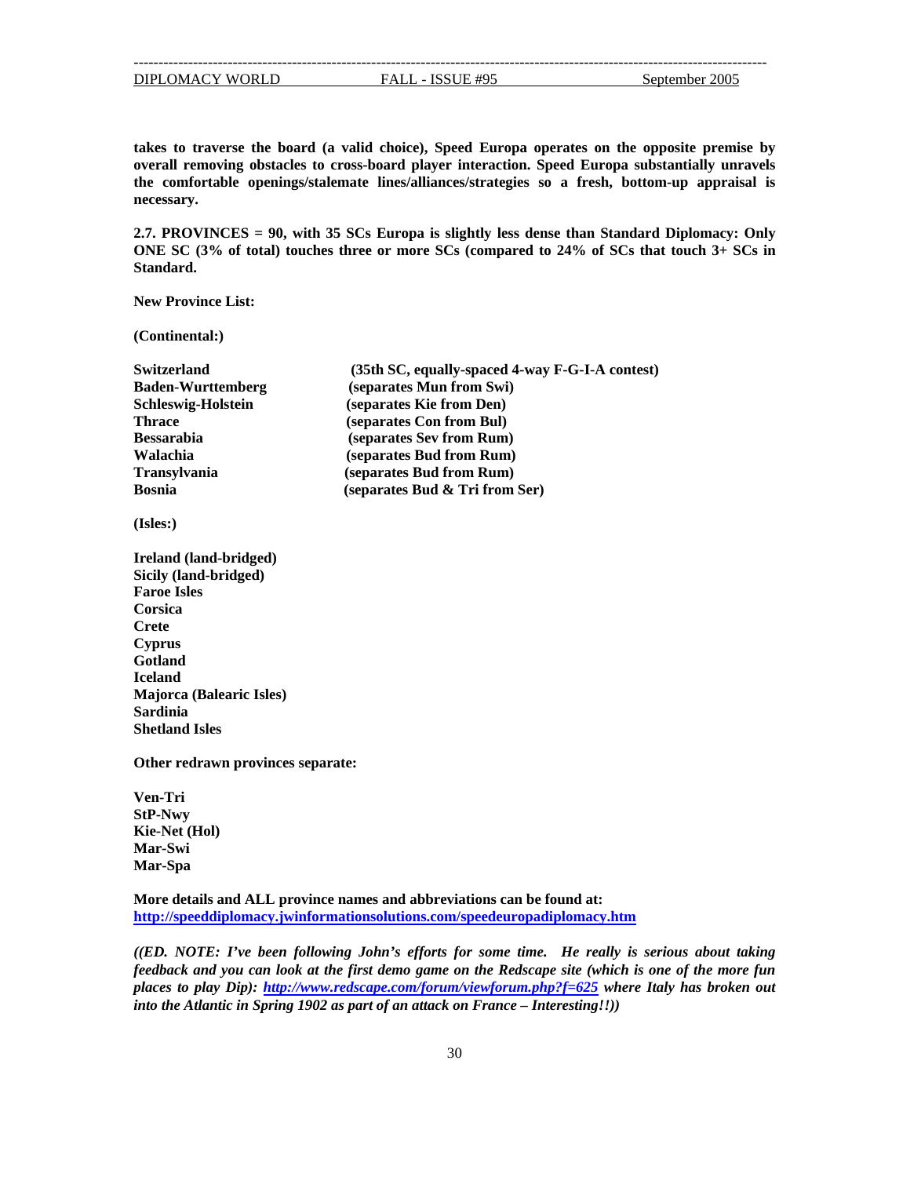**takes to traverse the board (a valid choice), Speed Europa operates on the opposite premise by overall removing obstacles to cross-board player interaction. Speed Europa substantially unravels the comfortable openings/stalemate lines/alliances/strategies so a fresh, bottom-up appraisal is necessary.**

**2.7. PROVINCES = 90, with 35 SCs Europa is slightly less dense than Standard Diplomacy: Only ONE SC (3% of total) touches three or more SCs (compared to 24% of SCs that touch 3+ SCs in Standard.**

**New Province List:**

**(Continental:)**

| | |
|---|---|
| **Switzerland** | **(35th SC, equally-spaced 4-way F-G-I-A contest)** |
| **Baden-Wurttemberg** | **(separates Mun from Swi)** |
| **Schleswig-Holstein** | **(separates Kie from Den)** |
| **Thrace** | **(separates Con from Bul)** |
| **Bessarabia** | **(separates Sev from Rum)** |
| **Walachia** | **(separates Bud from Rum)** |
| **Transylvania** | **(separates Bud from Rum)** |
| **Bosnia** | **(separates Bud & Tri from Ser)** |

**(Isles:)**

**Ireland (land-bridged)**
**Sicily (land-bridged)**
**Faroe Isles**
**Corsica**
**Crete**
**Cyprus**
**Gotland**
**Iceland**
**Majorca (Balearic Isles)**
**Sardinia**
**Shetland Isles**

**Other redrawn provinces separate:**

**Ven-Tri**
**StP-Nwy**
**Kie-Net (Hol)**
**Mar-Swi**
**Mar-Spa**

**More details and ALL province names and abbreviations can be found at:**
**http://speeddiplomacy.jwinformationsolutions.com/speedeuropadiplomacy.htm**

***((ED. NOTE: I've been following John's efforts for some time. He really is serious about taking feedback and you can look at the first demo game on the Redscape site (which is one of the more fun places to play Dip): http://www.redscape.com/forum/viewforum.php?f=625 where Italy has broken out into the Atlantic in Spring 1902 as part of an attack on France – Interesting!!))***